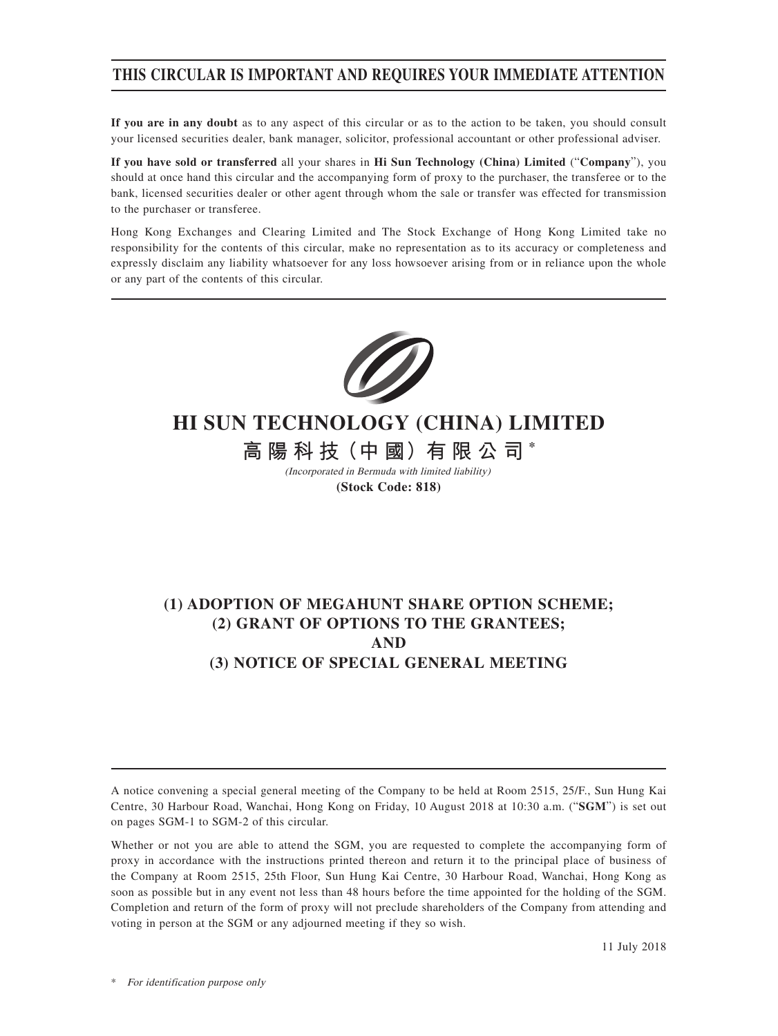**THIS CIRCULAR IS IMPORTANT AND REQUIRES YOUR IMMEDIATE ATTENTION**

**If you are in any doubt** as to any aspect of this circular or as to the action to be taken, you should consult your licensed securities dealer, bank manager, solicitor, professional accountant or other professional adviser.

**If you have sold or transferred** all your shares in **Hi Sun Technology (China) Limited** ("**Company**"), you should at once hand this circular and the accompanying form of proxy to the purchaser, the transferee or to the bank, licensed securities dealer or other agent through whom the sale or transfer was effected for transmission to the purchaser or transferee.

Hong Kong Exchanges and Clearing Limited and The Stock Exchange of Hong Kong Limited take no responsibility for the contents of this circular, make no representation as to its accuracy or completeness and expressly disclaim any liability whatsoever for any loss howsoever arising from or in reliance upon the whole or any part of the contents of this circular.

# HI SUN TECHNOLOGY (CHINA) LIMITED

# 高陽科技（中國）有限公司*

*(Incorporated in Bermuda with limited liability)*

**(Stock Code: 818)**

## (1) ADOPTION OF MEGAHUNT SHARE OPTION SCHEME; (2) GRANT OF OPTIONS TO THE GRANTEES; AND (3) NOTICE OF SPECIAL GENERAL MEETING

A notice convening a special general meeting of the Company to be held at Room 2515, 25/F., Sun Hung Kai Centre, 30 Harbour Road, Wanchai, Hong Kong on Friday, 10 August 2018 at 10:30 a.m. ("**SGM**") is set out on pages SGM-1 to SGM-2 of this circular.

Whether or not you are able to attend the SGM, you are requested to complete the accompanying form of proxy in accordance with the instructions printed thereon and return it to the principal place of business of the Company at Room 2515, 25th Floor, Sun Hung Kai Centre, 30 Harbour Road, Wanchai, Hong Kong as soon as possible but in any event not less than 48 hours before the time appointed for the holding of the SGM. Completion and return of the form of proxy will not preclude shareholders of the Company from attending and voting in person at the SGM or any adjourned meeting if they so wish.

11 July 2018

\* *For identification purpose only*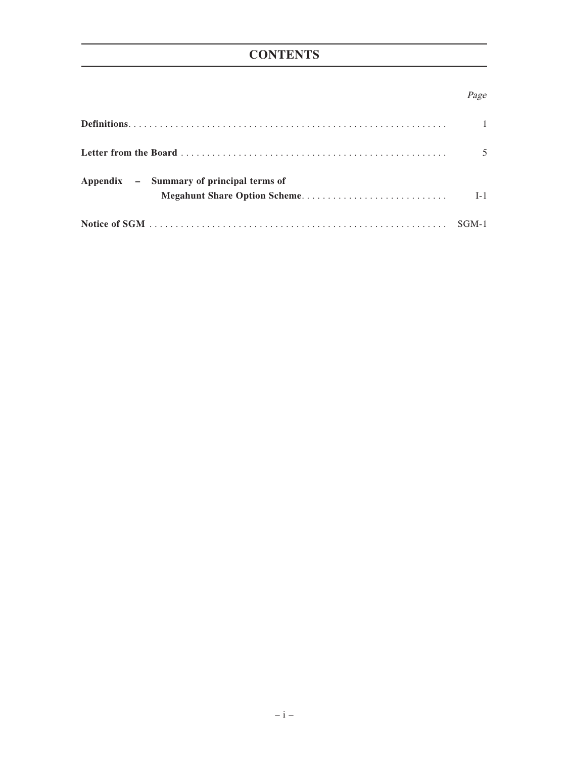# CONTENTS

| | *Page* |
|---|---|
| **Definitions** | 1 |
| **Letter from the Board** | 5 |
| **Appendix – Summary of principal terms of Megahunt Share Option Scheme** | I-1 |
| **Notice of SGM** | SGM-1 |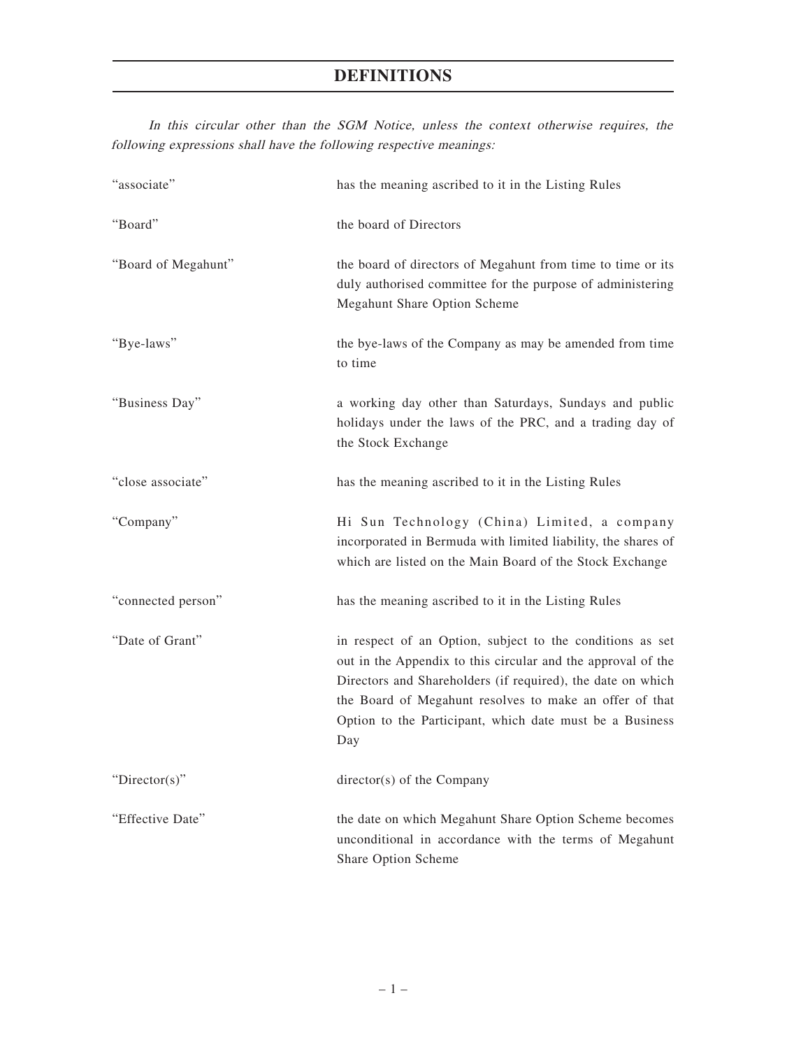# DEFINITIONS

*In this circular other than the SGM Notice, unless the context otherwise requires, the following expressions shall have the following respective meanings:*

| | |
|---|---|
| "associate" | has the meaning ascribed to it in the Listing Rules |
| "Board" | the board of Directors |
| "Board of Megahunt" | the board of directors of Megahunt from time to time or its duly authorised committee for the purpose of administering Megahunt Share Option Scheme |
| "Bye-laws" | the bye-laws of the Company as may be amended from time to time |
| "Business Day" | a working day other than Saturdays, Sundays and public holidays under the laws of the PRC, and a trading day of the Stock Exchange |
| "close associate" | has the meaning ascribed to it in the Listing Rules |
| "Company" | Hi Sun Technology (China) Limited, a company incorporated in Bermuda with limited liability, the shares of which are listed on the Main Board of the Stock Exchange |
| "connected person" | has the meaning ascribed to it in the Listing Rules |
| "Date of Grant" | in respect of an Option, subject to the conditions as set out in the Appendix to this circular and the approval of the Directors and Shareholders (if required), the date on which the Board of Megahunt resolves to make an offer of that Option to the Participant, which date must be a Business Day |
| "Director(s)" | director(s) of the Company |
| "Effective Date" | the date on which Megahunt Share Option Scheme becomes unconditional in accordance with the terms of Megahunt Share Option Scheme |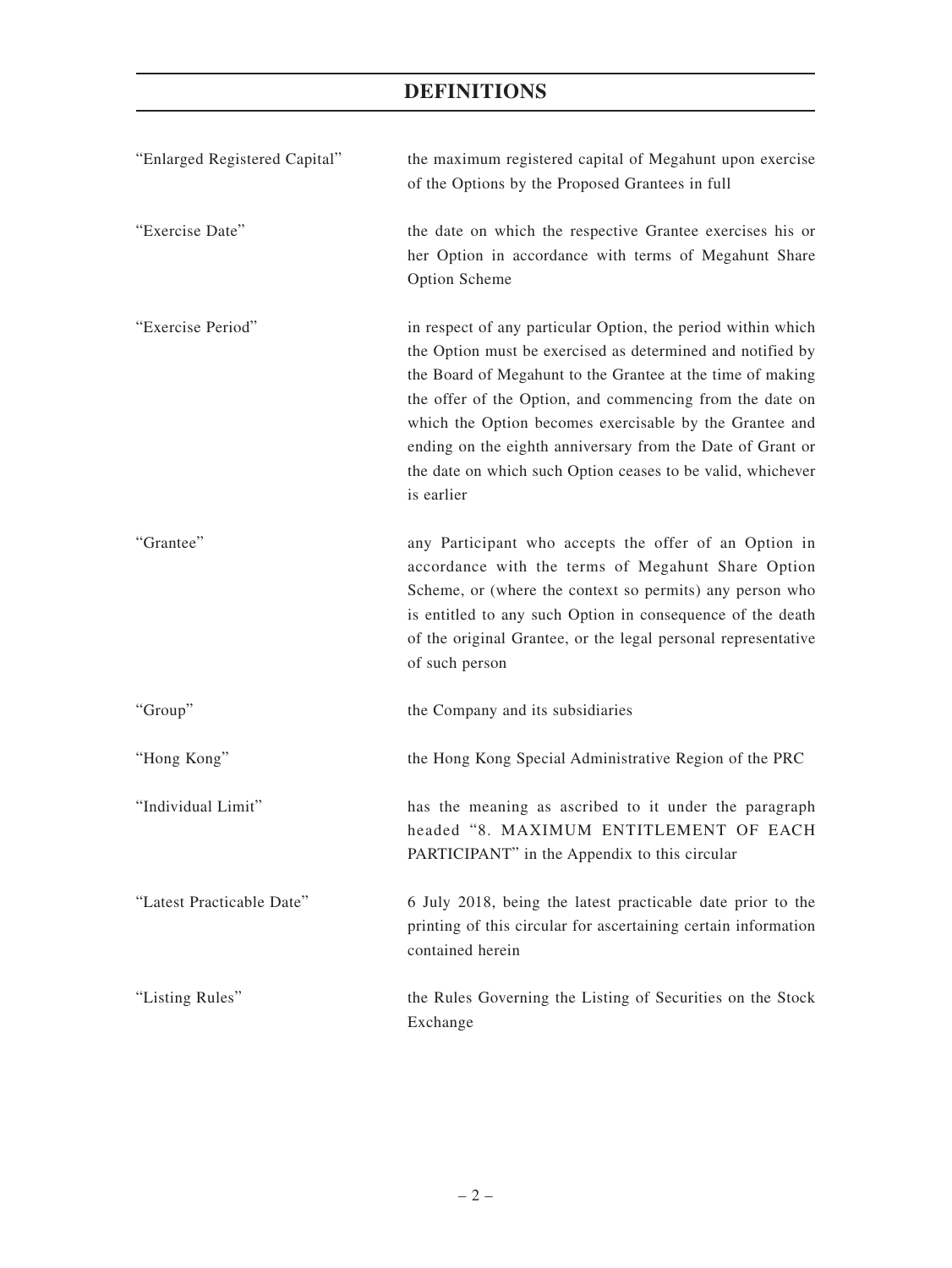# DEFINITIONS

| | |
|---|---|
| "Enlarged Registered Capital" | the maximum registered capital of Megahunt upon exercise of the Options by the Proposed Grantees in full |
| "Exercise Date" | the date on which the respective Grantee exercises his or her Option in accordance with terms of Megahunt Share Option Scheme |
| "Exercise Period" | in respect of any particular Option, the period within which the Option must be exercised as determined and notified by the Board of Megahunt to the Grantee at the time of making the offer of the Option, and commencing from the date on which the Option becomes exercisable by the Grantee and ending on the eighth anniversary from the Date of Grant or the date on which such Option ceases to be valid, whichever is earlier |
| "Grantee" | any Participant who accepts the offer of an Option in accordance with the terms of Megahunt Share Option Scheme, or (where the context so permits) any person who is entitled to any such Option in consequence of the death of the original Grantee, or the legal personal representative of such person |
| "Group" | the Company and its subsidiaries |
| "Hong Kong" | the Hong Kong Special Administrative Region of the PRC |
| "Individual Limit" | has the meaning as ascribed to it under the paragraph headed "8. MAXIMUM ENTITLEMENT OF EACH PARTICIPANT" in the Appendix to this circular |
| "Latest Practicable Date" | 6 July 2018, being the latest practicable date prior to the printing of this circular for ascertaining certain information contained herein |
| "Listing Rules" | the Rules Governing the Listing of Securities on the Stock Exchange |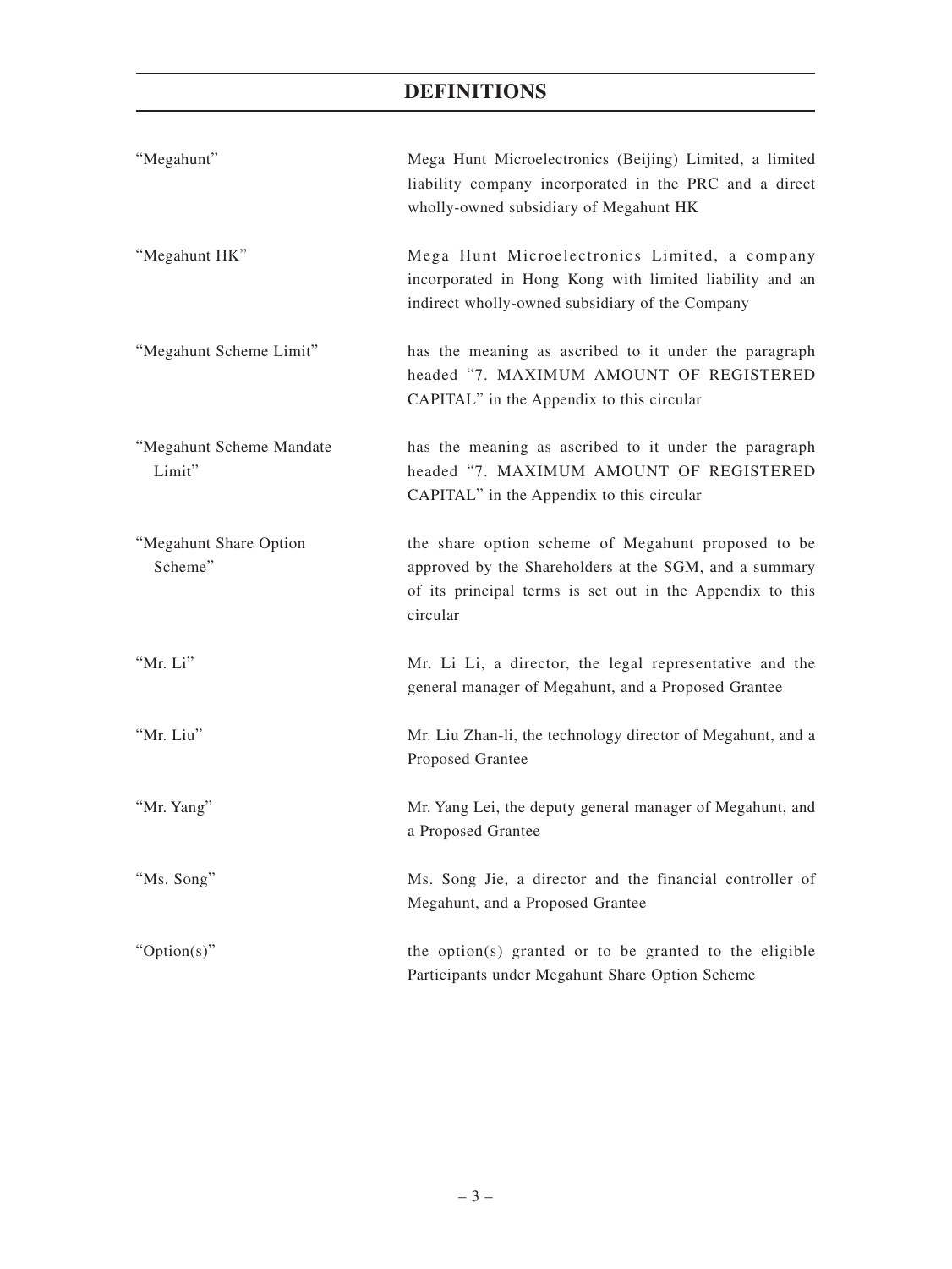# DEFINITIONS

| | |
|---|---|
| "Megahunt" | Mega Hunt Microelectronics (Beijing) Limited, a limited liability company incorporated in the PRC and a direct wholly-owned subsidiary of Megahunt HK |
| "Megahunt HK" | Mega Hunt Microelectronics Limited, a company incorporated in Hong Kong with limited liability and an indirect wholly-owned subsidiary of the Company |
| "Megahunt Scheme Limit" | has the meaning as ascribed to it under the paragraph headed "7. MAXIMUM AMOUNT OF REGISTERED CAPITAL" in the Appendix to this circular |
| "Megahunt Scheme Mandate Limit" | has the meaning as ascribed to it under the paragraph headed "7. MAXIMUM AMOUNT OF REGISTERED CAPITAL" in the Appendix to this circular |
| "Megahunt Share Option Scheme" | the share option scheme of Megahunt proposed to be approved by the Shareholders at the SGM, and a summary of its principal terms is set out in the Appendix to this circular |
| "Mr. Li" | Mr. Li Li, a director, the legal representative and the general manager of Megahunt, and a Proposed Grantee |
| "Mr. Liu" | Mr. Liu Zhan-li, the technology director of Megahunt, and a Proposed Grantee |
| "Mr. Yang" | Mr. Yang Lei, the deputy general manager of Megahunt, and a Proposed Grantee |
| "Ms. Song" | Ms. Song Jie, a director and the financial controller of Megahunt, and a Proposed Grantee |
| "Option(s)" | the option(s) granted or to be granted to the eligible Participants under Megahunt Share Option Scheme |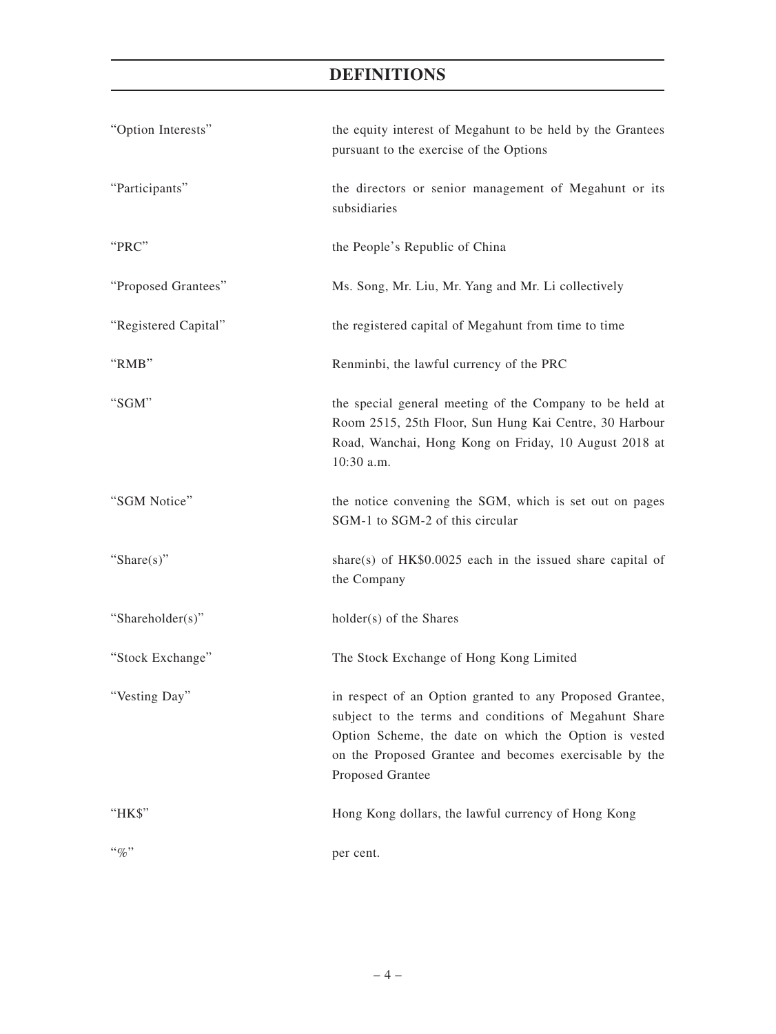# DEFINITIONS

| | |
|---|---|
| "Option Interests" | the equity interest of Megahunt to be held by the Grantees pursuant to the exercise of the Options |
| "Participants" | the directors or senior management of Megahunt or its subsidiaries |
| "PRC" | the People's Republic of China |
| "Proposed Grantees" | Ms. Song, Mr. Liu, Mr. Yang and Mr. Li collectively |
| "Registered Capital" | the registered capital of Megahunt from time to time |
| "RMB" | Renminbi, the lawful currency of the PRC |
| "SGM" | the special general meeting of the Company to be held at Room 2515, 25th Floor, Sun Hung Kai Centre, 30 Harbour Road, Wanchai, Hong Kong on Friday, 10 August 2018 at 10:30 a.m. |
| "SGM Notice" | the notice convening the SGM, which is set out on pages SGM-1 to SGM-2 of this circular |
| "Share(s)" | share(s) of HK$0.0025 each in the issued share capital of the Company |
| "Shareholder(s)" | holder(s) of the Shares |
| "Stock Exchange" | The Stock Exchange of Hong Kong Limited |
| "Vesting Day" | in respect of an Option granted to any Proposed Grantee, subject to the terms and conditions of Megahunt Share Option Scheme, the date on which the Option is vested on the Proposed Grantee and becomes exercisable by the Proposed Grantee |
| "HK$" | Hong Kong dollars, the lawful currency of Hong Kong |
| "%" | per cent. |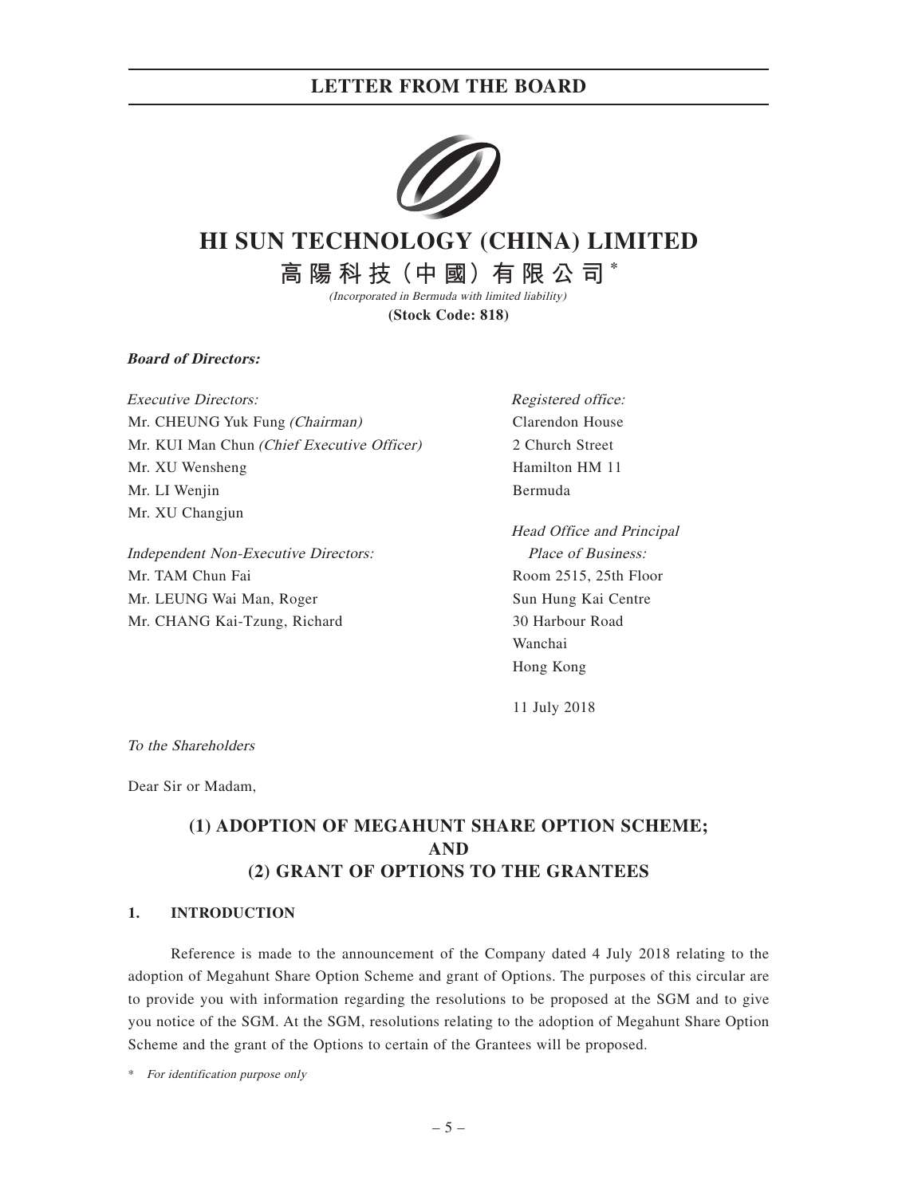# HI SUN TECHNOLOGY (CHINA) LIMITED

# 高陽科技（中國）有限公司*

*(Incorporated in Bermuda with limited liability)*

**(Stock Code: 818)**

***Board of Directors:***

*Executive Directors:*
Mr. CHEUNG Yuk Fung *(Chairman)*
Mr. KUI Man Chun *(Chief Executive Officer)*
Mr. XU Wensheng
Mr. LI Wenjin
Mr. XU Changjun

*Independent Non-Executive Directors:*
Mr. TAM Chun Fai
Mr. LEUNG Wai Man, Roger
Mr. CHANG Kai-Tzung, Richard

*Registered office:*
Clarendon House
2 Church Street
Hamilton HM 11
Bermuda

*Head Office and Principal Place of Business:*
Room 2515, 25th Floor
Sun Hung Kai Centre
30 Harbour Road
Wanchai
Hong Kong

11 July 2018

*To the Shareholders*

Dear Sir or Madam,

## (1) ADOPTION OF MEGAHUNT SHARE OPTION SCHEME; AND (2) GRANT OF OPTIONS TO THE GRANTEES

### 1. INTRODUCTION

Reference is made to the announcement of the Company dated 4 July 2018 relating to the adoption of Megahunt Share Option Scheme and grant of Options. The purposes of this circular are to provide you with information regarding the resolutions to be proposed at the SGM and to give you notice of the SGM. At the SGM, resolutions relating to the adoption of Megahunt Share Option Scheme and the grant of the Options to certain of the Grantees will be proposed.

\* *For identification purpose only*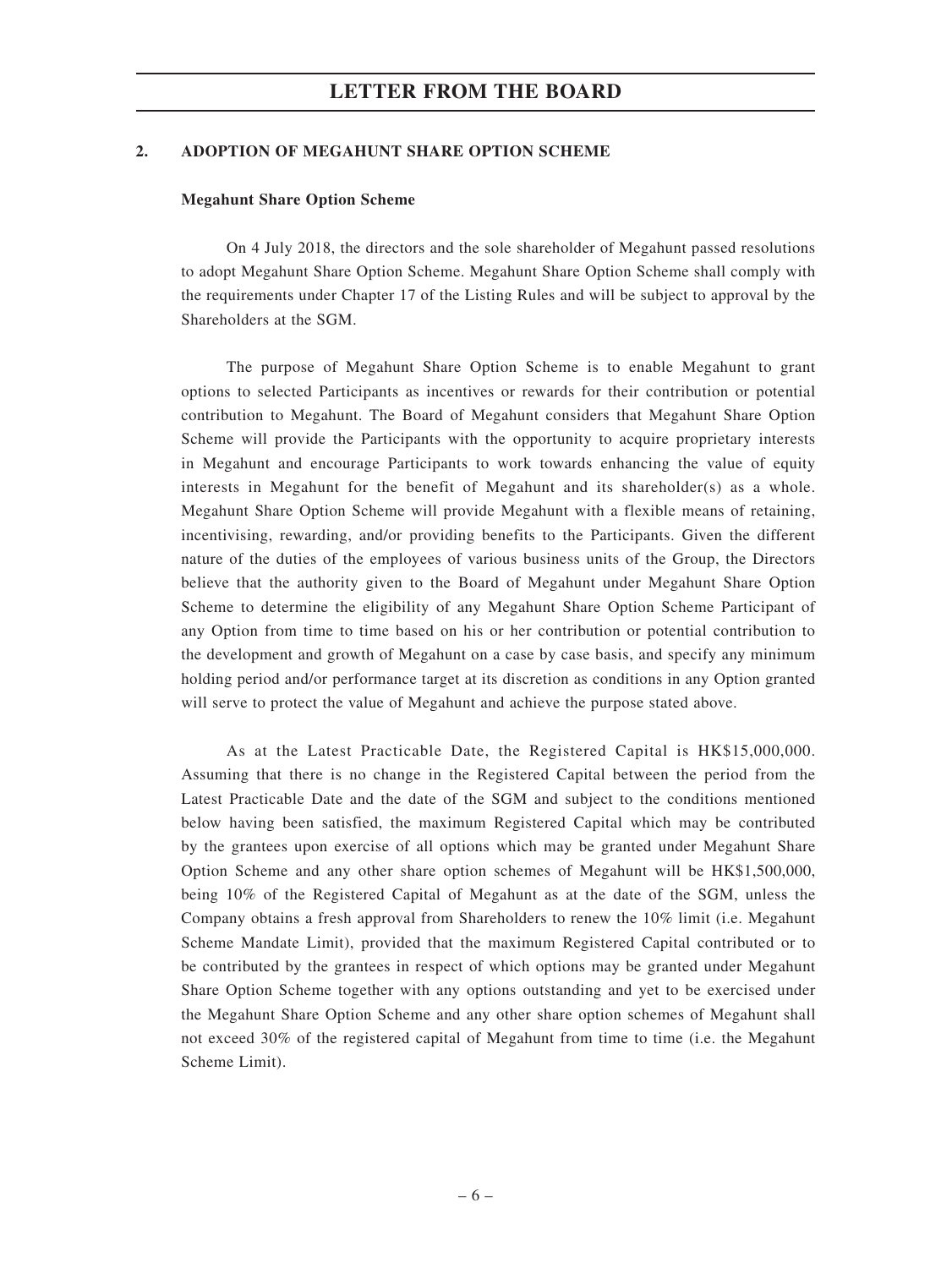## 2. ADOPTION OF MEGAHUNT SHARE OPTION SCHEME

### Megahunt Share Option Scheme

On 4 July 2018, the directors and the sole shareholder of Megahunt passed resolutions to adopt Megahunt Share Option Scheme. Megahunt Share Option Scheme shall comply with the requirements under Chapter 17 of the Listing Rules and will be subject to approval by the Shareholders at the SGM.

The purpose of Megahunt Share Option Scheme is to enable Megahunt to grant options to selected Participants as incentives or rewards for their contribution or potential contribution to Megahunt. The Board of Megahunt considers that Megahunt Share Option Scheme will provide the Participants with the opportunity to acquire proprietary interests in Megahunt and encourage Participants to work towards enhancing the value of equity interests in Megahunt for the benefit of Megahunt and its shareholder(s) as a whole. Megahunt Share Option Scheme will provide Megahunt with a flexible means of retaining, incentivising, rewarding, and/or providing benefits to the Participants. Given the different nature of the duties of the employees of various business units of the Group, the Directors believe that the authority given to the Board of Megahunt under Megahunt Share Option Scheme to determine the eligibility of any Megahunt Share Option Scheme Participant of any Option from time to time based on his or her contribution or potential contribution to the development and growth of Megahunt on a case by case basis, and specify any minimum holding period and/or performance target at its discretion as conditions in any Option granted will serve to protect the value of Megahunt and achieve the purpose stated above.

As at the Latest Practicable Date, the Registered Capital is HK$15,000,000. Assuming that there is no change in the Registered Capital between the period from the Latest Practicable Date and the date of the SGM and subject to the conditions mentioned below having been satisfied, the maximum Registered Capital which may be contributed by the grantees upon exercise of all options which may be granted under Megahunt Share Option Scheme and any other share option schemes of Megahunt will be HK$1,500,000, being 10% of the Registered Capital of Megahunt as at the date of the SGM, unless the Company obtains a fresh approval from Shareholders to renew the 10% limit (i.e. Megahunt Scheme Mandate Limit), provided that the maximum Registered Capital contributed or to be contributed by the grantees in respect of which options may be granted under Megahunt Share Option Scheme together with any options outstanding and yet to be exercised under the Megahunt Share Option Scheme and any other share option schemes of Megahunt shall not exceed 30% of the registered capital of Megahunt from time to time (i.e. the Megahunt Scheme Limit).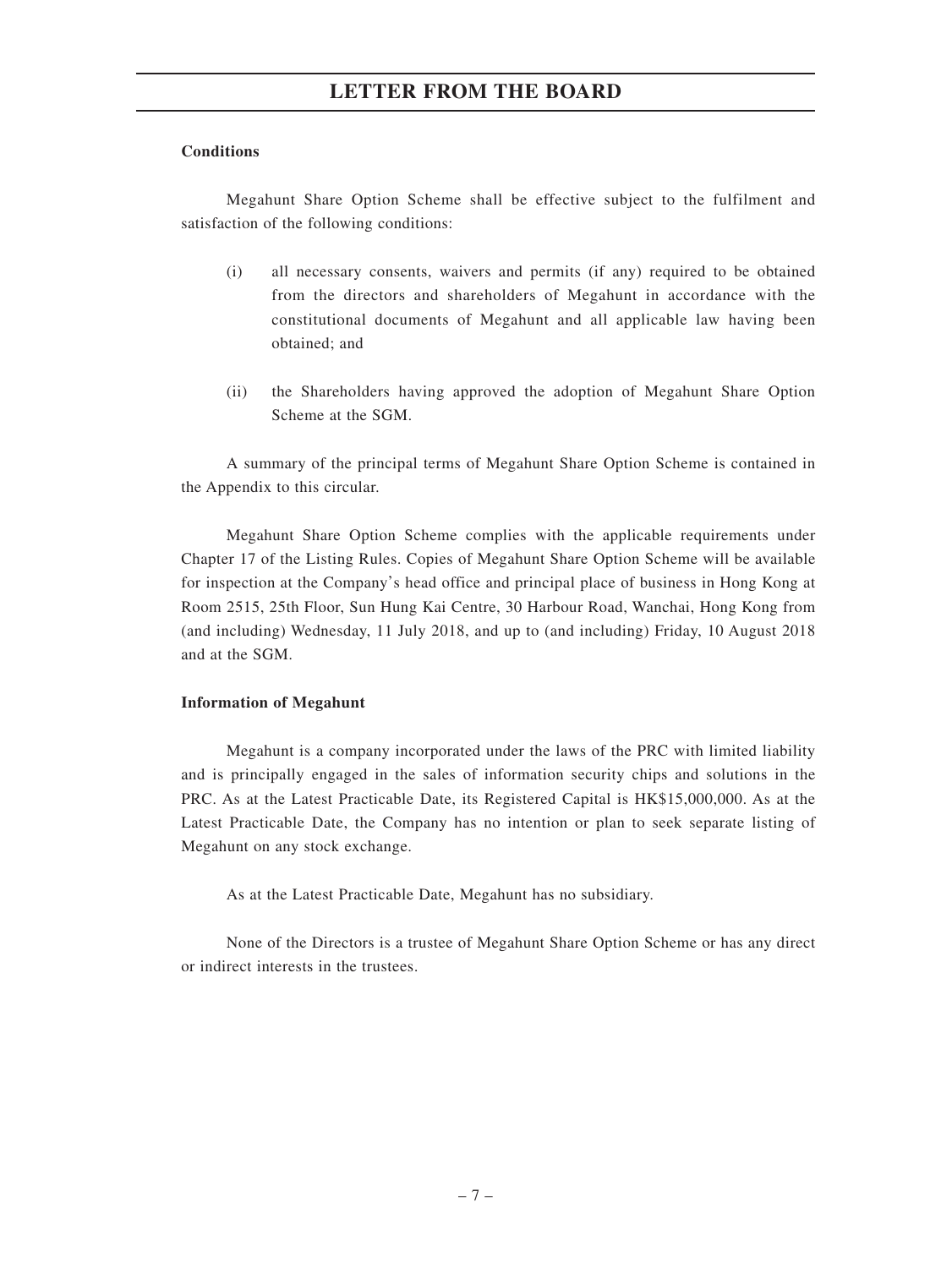**Conditions**

Megahunt Share Option Scheme shall be effective subject to the fulfilment and satisfaction of the following conditions:

(i) all necessary consents, waivers and permits (if any) required to be obtained from the directors and shareholders of Megahunt in accordance with the constitutional documents of Megahunt and all applicable law having been obtained; and

(ii) the Shareholders having approved the adoption of Megahunt Share Option Scheme at the SGM.

A summary of the principal terms of Megahunt Share Option Scheme is contained in the Appendix to this circular.

Megahunt Share Option Scheme complies with the applicable requirements under Chapter 17 of the Listing Rules. Copies of Megahunt Share Option Scheme will be available for inspection at the Company's head office and principal place of business in Hong Kong at Room 2515, 25th Floor, Sun Hung Kai Centre, 30 Harbour Road, Wanchai, Hong Kong from (and including) Wednesday, 11 July 2018, and up to (and including) Friday, 10 August 2018 and at the SGM.

**Information of Megahunt**

Megahunt is a company incorporated under the laws of the PRC with limited liability and is principally engaged in the sales of information security chips and solutions in the PRC. As at the Latest Practicable Date, its Registered Capital is HK$15,000,000. As at the Latest Practicable Date, the Company has no intention or plan to seek separate listing of Megahunt on any stock exchange.

As at the Latest Practicable Date, Megahunt has no subsidiary.

None of the Directors is a trustee of Megahunt Share Option Scheme or has any direct or indirect interests in the trustees.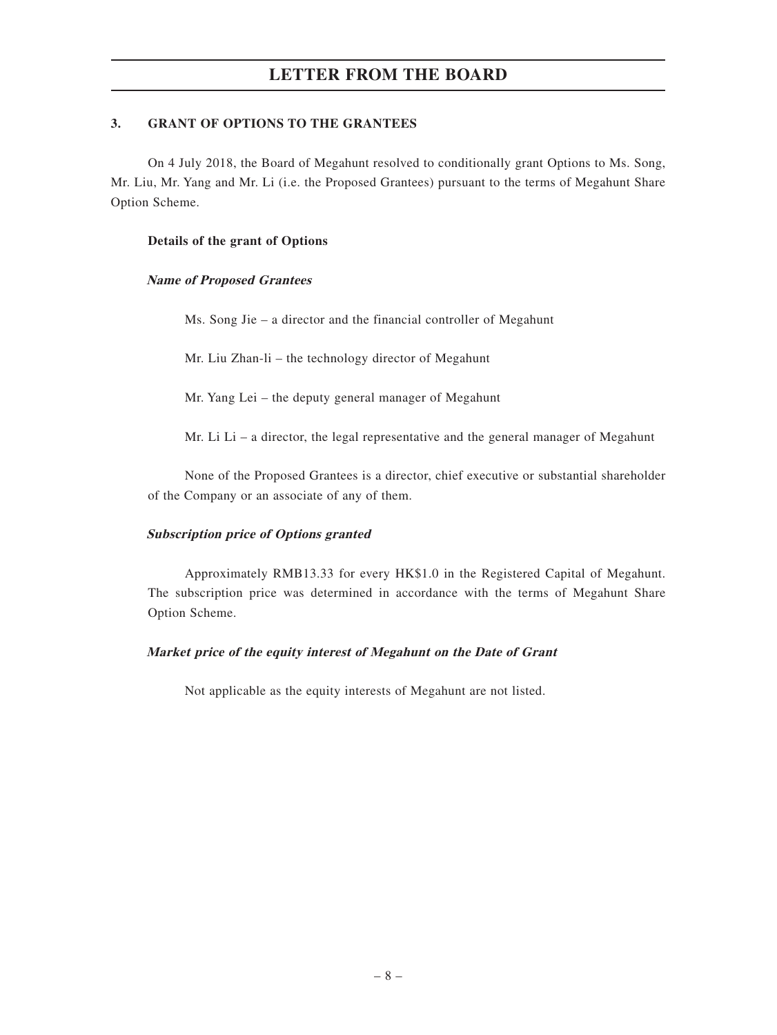## 3. GRANT OF OPTIONS TO THE GRANTEES

On 4 July 2018, the Board of Megahunt resolved to conditionally grant Options to Ms. Song, Mr. Liu, Mr. Yang and Mr. Li (i.e. the Proposed Grantees) pursuant to the terms of Megahunt Share Option Scheme.

**Details of the grant of Options**

***Name of Proposed Grantees***

Ms. Song Jie – a director and the financial controller of Megahunt

Mr. Liu Zhan-li – the technology director of Megahunt

Mr. Yang Lei – the deputy general manager of Megahunt

Mr. Li Li – a director, the legal representative and the general manager of Megahunt

None of the Proposed Grantees is a director, chief executive or substantial shareholder of the Company or an associate of any of them.

***Subscription price of Options granted***

Approximately RMB13.33 for every HK$1.0 in the Registered Capital of Megahunt. The subscription price was determined in accordance with the terms of Megahunt Share Option Scheme.

***Market price of the equity interest of Megahunt on the Date of Grant***

Not applicable as the equity interests of Megahunt are not listed.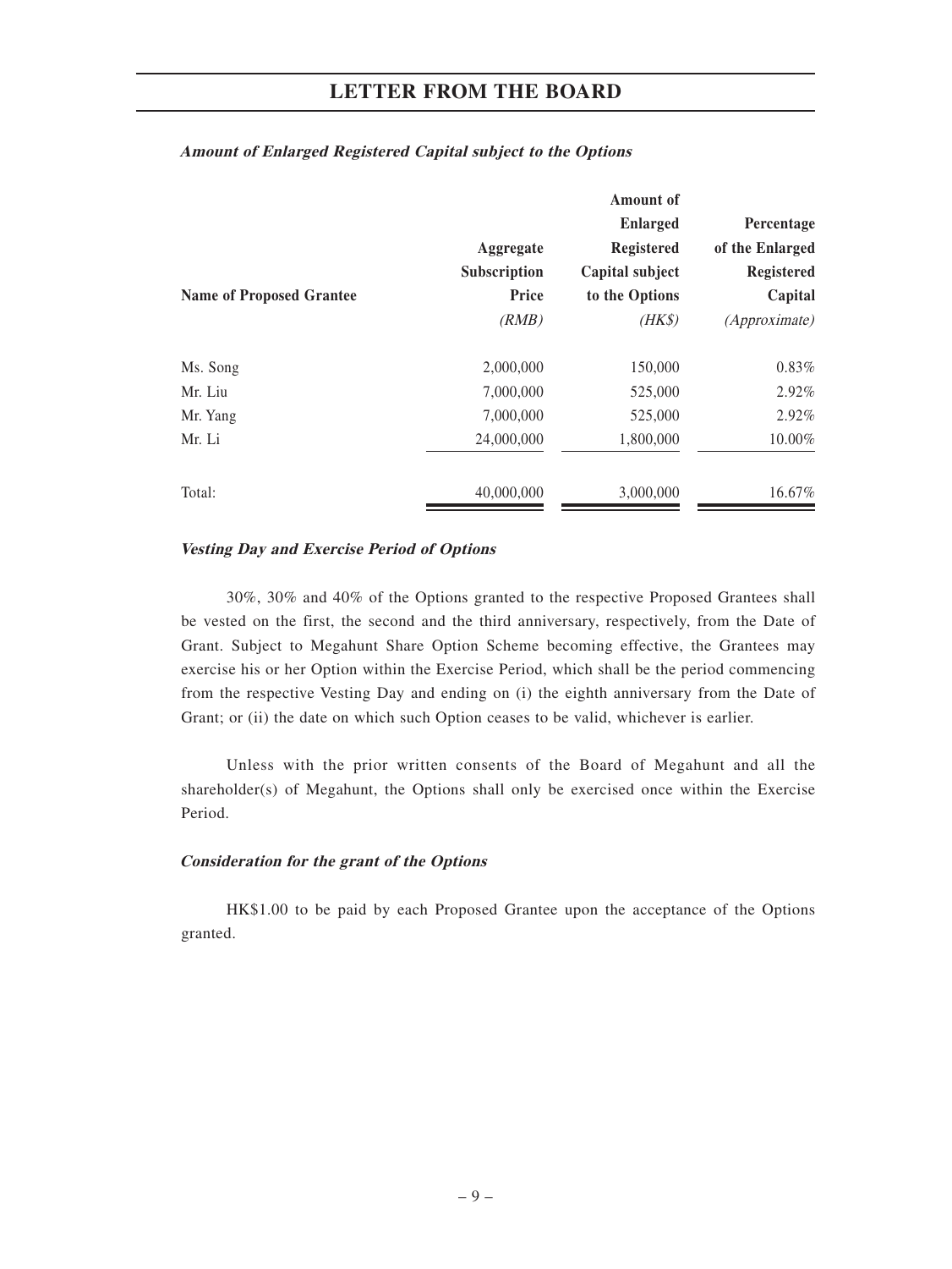**Amount of Enlarged Registered Capital subject to the Options**

| Name of Proposed Grantee | Aggregate Subscription Price (RMB) | Amount of Enlarged Registered Capital subject to the Options (HK$) | Percentage of the Enlarged Registered Capital (Approximate) |
|---|---|---|---|
| Ms. Song | 2,000,000 | 150,000 | 0.83% |
| Mr. Liu | 7,000,000 | 525,000 | 2.92% |
| Mr. Yang | 7,000,000 | 525,000 | 2.92% |
| Mr. Li | 24,000,000 | 1,800,000 | 10.00% |
| Total: | 40,000,000 | 3,000,000 | 16.67% |

**Vesting Day and Exercise Period of Options**

30%, 30% and 40% of the Options granted to the respective Proposed Grantees shall be vested on the first, the second and the third anniversary, respectively, from the Date of Grant. Subject to Megahunt Share Option Scheme becoming effective, the Grantees may exercise his or her Option within the Exercise Period, which shall be the period commencing from the respective Vesting Day and ending on (i) the eighth anniversary from the Date of Grant; or (ii) the date on which such Option ceases to be valid, whichever is earlier.

Unless with the prior written consents of the Board of Megahunt and all the shareholder(s) of Megahunt, the Options shall only be exercised once within the Exercise Period.

**Consideration for the grant of the Options**

HK$1.00 to be paid by each Proposed Grantee upon the acceptance of the Options granted.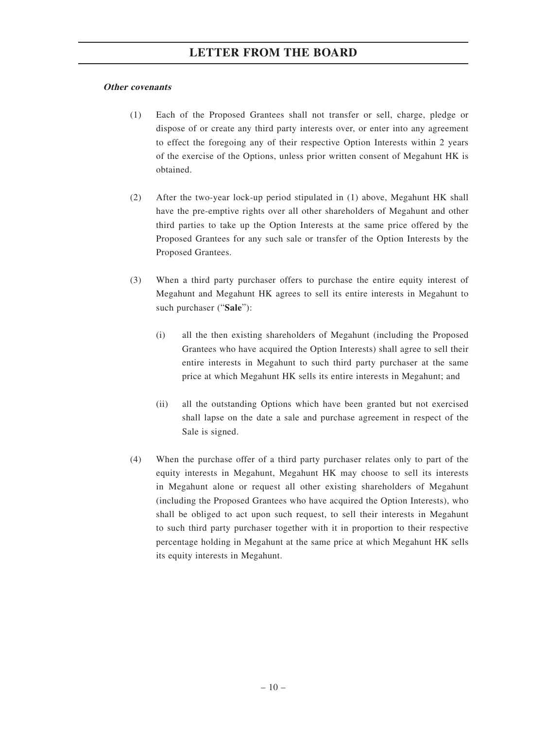***Other covenants***

(1) Each of the Proposed Grantees shall not transfer or sell, charge, pledge or dispose of or create any third party interests over, or enter into any agreement to effect the foregoing any of their respective Option Interests within 2 years of the exercise of the Options, unless prior written consent of Megahunt HK is obtained.

(2) After the two-year lock-up period stipulated in (1) above, Megahunt HK shall have the pre-emptive rights over all other shareholders of Megahunt and other third parties to take up the Option Interests at the same price offered by the Proposed Grantees for any such sale or transfer of the Option Interests by the Proposed Grantees.

(3) When a third party purchaser offers to purchase the entire equity interest of Megahunt and Megahunt HK agrees to sell its entire interests in Megahunt to such purchaser ("**Sale**"):

   (i) all the then existing shareholders of Megahunt (including the Proposed Grantees who have acquired the Option Interests) shall agree to sell their entire interests in Megahunt to such third party purchaser at the same price at which Megahunt HK sells its entire interests in Megahunt; and

   (ii) all the outstanding Options which have been granted but not exercised shall lapse on the date a sale and purchase agreement in respect of the Sale is signed.

(4) When the purchase offer of a third party purchaser relates only to part of the equity interests in Megahunt, Megahunt HK may choose to sell its interests in Megahunt alone or request all other existing shareholders of Megahunt (including the Proposed Grantees who have acquired the Option Interests), who shall be obliged to act upon such request, to sell their interests in Megahunt to such third party purchaser together with it in proportion to their respective percentage holding in Megahunt at the same price at which Megahunt HK sells its equity interests in Megahunt.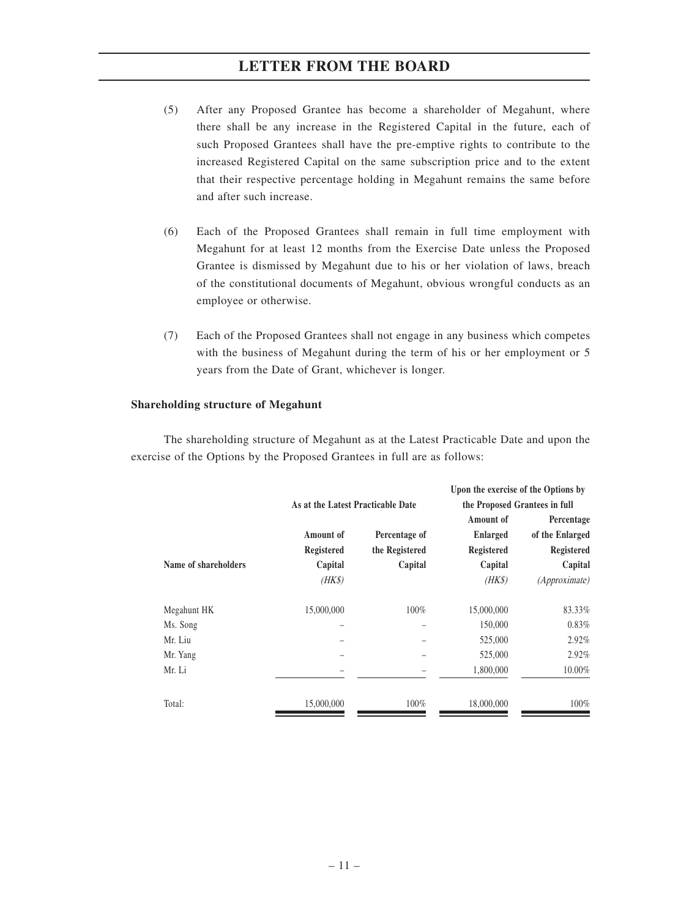(5) After any Proposed Grantee has become a shareholder of Megahunt, where there shall be any increase in the Registered Capital in the future, each of such Proposed Grantees shall have the pre-emptive rights to contribute to the increased Registered Capital on the same subscription price and to the extent that their respective percentage holding in Megahunt remains the same before and after such increase.

(6) Each of the Proposed Grantees shall remain in full time employment with Megahunt for at least 12 months from the Exercise Date unless the Proposed Grantee is dismissed by Megahunt due to his or her violation of laws, breach of the constitutional documents of Megahunt, obvious wrongful conducts as an employee or otherwise.

(7) Each of the Proposed Grantees shall not engage in any business which competes with the business of Megahunt during the term of his or her employment or 5 years from the Date of Grant, whichever is longer.

**Shareholding structure of Megahunt**

The shareholding structure of Megahunt as at the Latest Practicable Date and upon the exercise of the Options by the Proposed Grantees in full are as follows:

| | As at the Latest Practicable Date | | Upon the exercise of the Options by the Proposed Grantees in full | |
|---|---|---|---|---|
| Name of shareholders | Amount of Registered Capital *(HK$)* | Percentage of the Registered Capital | Amount of Enlarged Registered Capital *(HK$)* | Percentage of the Enlarged Registered Capital *(Approximate)* |
| Megahunt HK | 15,000,000 | 100% | 15,000,000 | 83.33% |
| Ms. Song | – | – | 150,000 | 0.83% |
| Mr. Liu | – | – | 525,000 | 2.92% |
| Mr. Yang | – | – | 525,000 | 2.92% |
| Mr. Li | – | – | 1,800,000 | 10.00% |
| Total: | 15,000,000 | 100% | 18,000,000 | 100% |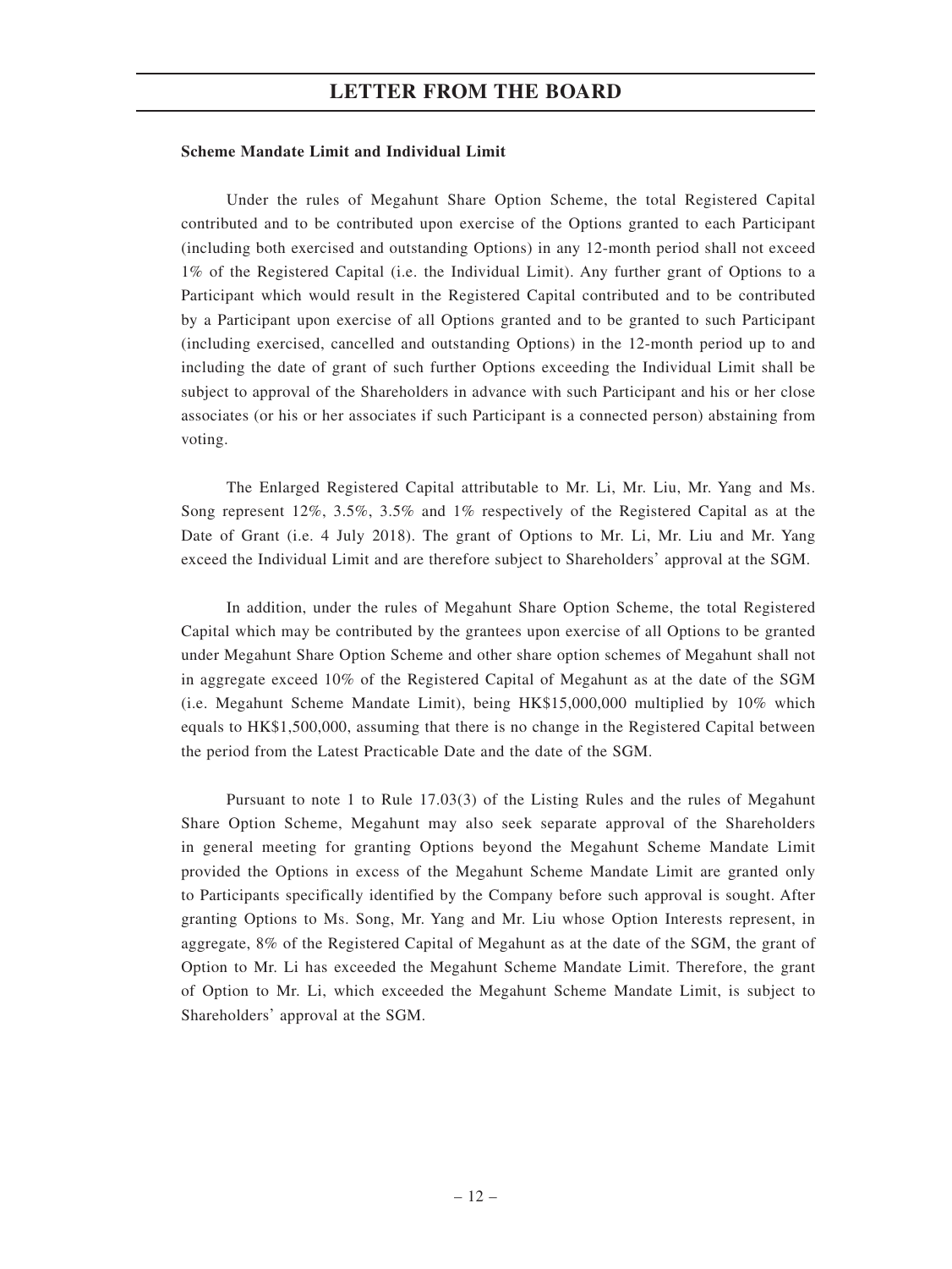**Scheme Mandate Limit and Individual Limit**

Under the rules of Megahunt Share Option Scheme, the total Registered Capital contributed and to be contributed upon exercise of the Options granted to each Participant (including both exercised and outstanding Options) in any 12-month period shall not exceed 1% of the Registered Capital (i.e. the Individual Limit). Any further grant of Options to a Participant which would result in the Registered Capital contributed and to be contributed by a Participant upon exercise of all Options granted and to be granted to such Participant (including exercised, cancelled and outstanding Options) in the 12-month period up to and including the date of grant of such further Options exceeding the Individual Limit shall be subject to approval of the Shareholders in advance with such Participant and his or her close associates (or his or her associates if such Participant is a connected person) abstaining from voting.

The Enlarged Registered Capital attributable to Mr. Li, Mr. Liu, Mr. Yang and Ms. Song represent 12%, 3.5%, 3.5% and 1% respectively of the Registered Capital as at the Date of Grant (i.e. 4 July 2018). The grant of Options to Mr. Li, Mr. Liu and Mr. Yang exceed the Individual Limit and are therefore subject to Shareholders' approval at the SGM.

In addition, under the rules of Megahunt Share Option Scheme, the total Registered Capital which may be contributed by the grantees upon exercise of all Options to be granted under Megahunt Share Option Scheme and other share option schemes of Megahunt shall not in aggregate exceed 10% of the Registered Capital of Megahunt as at the date of the SGM (i.e. Megahunt Scheme Mandate Limit), being HK$15,000,000 multiplied by 10% which equals to HK$1,500,000, assuming that there is no change in the Registered Capital between the period from the Latest Practicable Date and the date of the SGM.

Pursuant to note 1 to Rule 17.03(3) of the Listing Rules and the rules of Megahunt Share Option Scheme, Megahunt may also seek separate approval of the Shareholders in general meeting for granting Options beyond the Megahunt Scheme Mandate Limit provided the Options in excess of the Megahunt Scheme Mandate Limit are granted only to Participants specifically identified by the Company before such approval is sought. After granting Options to Ms. Song, Mr. Yang and Mr. Liu whose Option Interests represent, in aggregate, 8% of the Registered Capital of Megahunt as at the date of the SGM, the grant of Option to Mr. Li has exceeded the Megahunt Scheme Mandate Limit. Therefore, the grant of Option to Mr. Li, which exceeded the Megahunt Scheme Mandate Limit, is subject to Shareholders' approval at the SGM.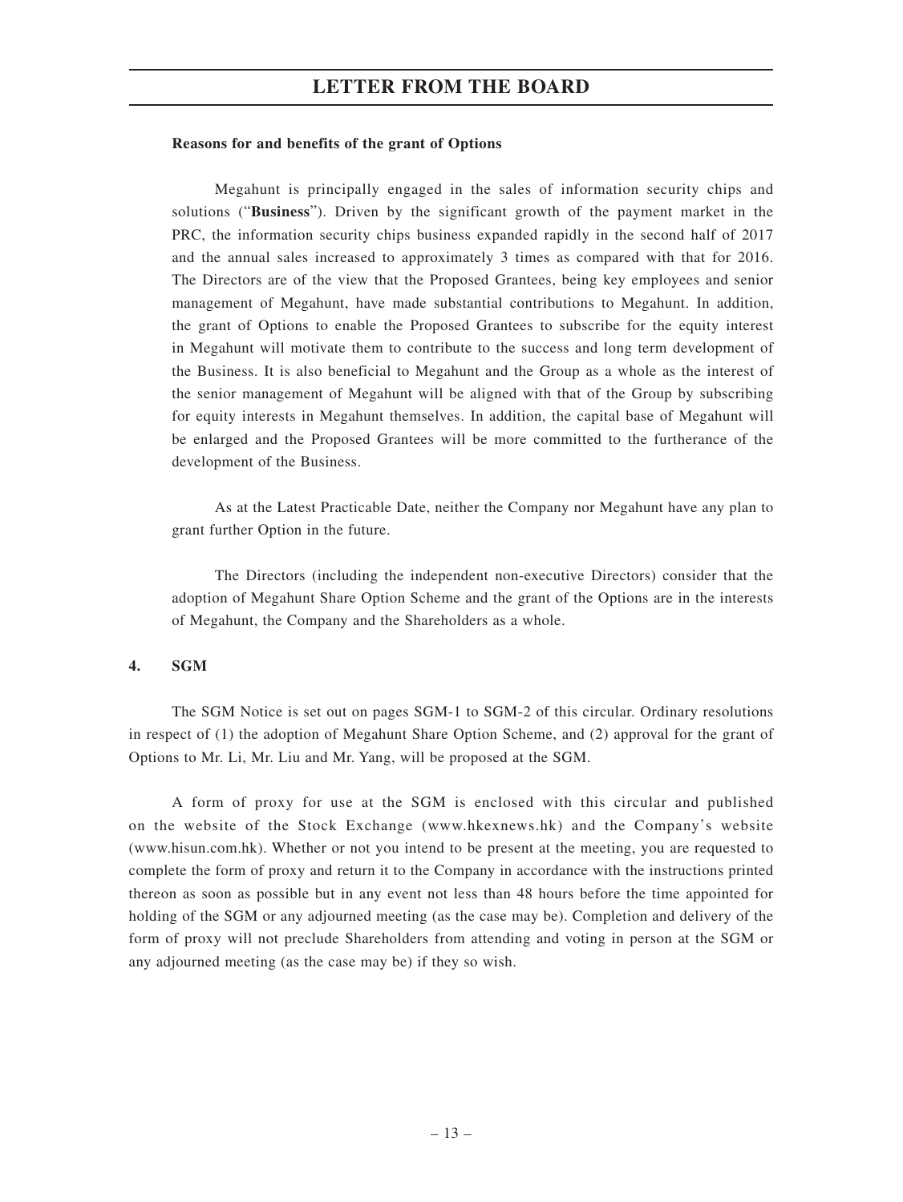**Reasons for and benefits of the grant of Options**

Megahunt is principally engaged in the sales of information security chips and solutions ("**Business**"). Driven by the significant growth of the payment market in the PRC, the information security chips business expanded rapidly in the second half of 2017 and the annual sales increased to approximately 3 times as compared with that for 2016. The Directors are of the view that the Proposed Grantees, being key employees and senior management of Megahunt, have made substantial contributions to Megahunt. In addition, the grant of Options to enable the Proposed Grantees to subscribe for the equity interest in Megahunt will motivate them to contribute to the success and long term development of the Business. It is also beneficial to Megahunt and the Group as a whole as the interest of the senior management of Megahunt will be aligned with that of the Group by subscribing for equity interests in Megahunt themselves. In addition, the capital base of Megahunt will be enlarged and the Proposed Grantees will be more committed to the furtherance of the development of the Business.

As at the Latest Practicable Date, neither the Company nor Megahunt have any plan to grant further Option in the future.

The Directors (including the independent non-executive Directors) consider that the adoption of Megahunt Share Option Scheme and the grant of the Options are in the interests of Megahunt, the Company and the Shareholders as a whole.

## 4. SGM

The SGM Notice is set out on pages SGM-1 to SGM-2 of this circular. Ordinary resolutions in respect of (1) the adoption of Megahunt Share Option Scheme, and (2) approval for the grant of Options to Mr. Li, Mr. Liu and Mr. Yang, will be proposed at the SGM.

A form of proxy for use at the SGM is enclosed with this circular and published on the website of the Stock Exchange (www.hkexnews.hk) and the Company's website (www.hisun.com.hk). Whether or not you intend to be present at the meeting, you are requested to complete the form of proxy and return it to the Company in accordance with the instructions printed thereon as soon as possible but in any event not less than 48 hours before the time appointed for holding of the SGM or any adjourned meeting (as the case may be). Completion and delivery of the form of proxy will not preclude Shareholders from attending and voting in person at the SGM or any adjourned meeting (as the case may be) if they so wish.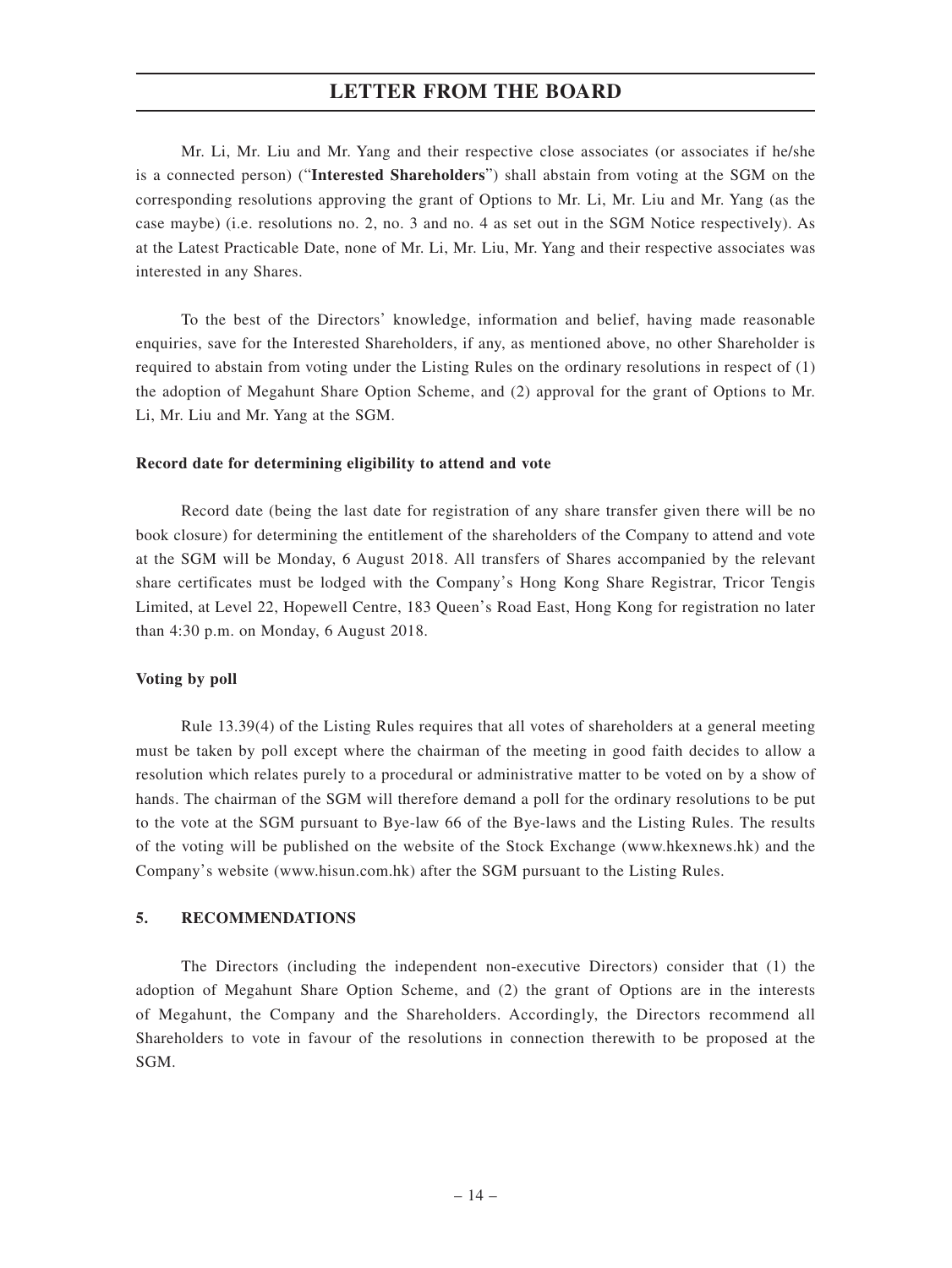Mr. Li, Mr. Liu and Mr. Yang and their respective close associates (or associates if he/she is a connected person) ("**Interested Shareholders**") shall abstain from voting at the SGM on the corresponding resolutions approving the grant of Options to Mr. Li, Mr. Liu and Mr. Yang (as the case maybe) (i.e. resolutions no. 2, no. 3 and no. 4 as set out in the SGM Notice respectively). As at the Latest Practicable Date, none of Mr. Li, Mr. Liu, Mr. Yang and their respective associates was interested in any Shares.

To the best of the Directors' knowledge, information and belief, having made reasonable enquiries, save for the Interested Shareholders, if any, as mentioned above, no other Shareholder is required to abstain from voting under the Listing Rules on the ordinary resolutions in respect of (1) the adoption of Megahunt Share Option Scheme, and (2) approval for the grant of Options to Mr. Li, Mr. Liu and Mr. Yang at the SGM.

**Record date for determining eligibility to attend and vote**

Record date (being the last date for registration of any share transfer given there will be no book closure) for determining the entitlement of the shareholders of the Company to attend and vote at the SGM will be Monday, 6 August 2018. All transfers of Shares accompanied by the relevant share certificates must be lodged with the Company's Hong Kong Share Registrar, Tricor Tengis Limited, at Level 22, Hopewell Centre, 183 Queen's Road East, Hong Kong for registration no later than 4:30 p.m. on Monday, 6 August 2018.

**Voting by poll**

Rule 13.39(4) of the Listing Rules requires that all votes of shareholders at a general meeting must be taken by poll except where the chairman of the meeting in good faith decides to allow a resolution which relates purely to a procedural or administrative matter to be voted on by a show of hands. The chairman of the SGM will therefore demand a poll for the ordinary resolutions to be put to the vote at the SGM pursuant to Bye-law 66 of the Bye-laws and the Listing Rules. The results of the voting will be published on the website of the Stock Exchange (www.hkexnews.hk) and the Company's website (www.hisun.com.hk) after the SGM pursuant to the Listing Rules.

## 5. RECOMMENDATIONS

The Directors (including the independent non-executive Directors) consider that (1) the adoption of Megahunt Share Option Scheme, and (2) the grant of Options are in the interests of Megahunt, the Company and the Shareholders. Accordingly, the Directors recommend all Shareholders to vote in favour of the resolutions in connection therewith to be proposed at the SGM.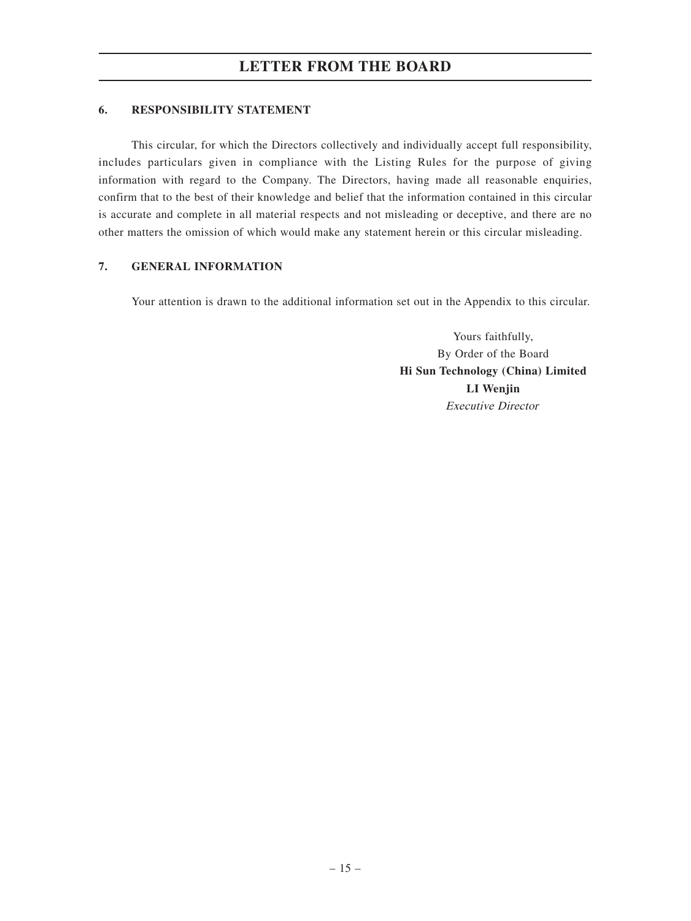## LETTER FROM THE BOARD

### 6. RESPONSIBILITY STATEMENT

This circular, for which the Directors collectively and individually accept full responsibility, includes particulars given in compliance with the Listing Rules for the purpose of giving information with regard to the Company. The Directors, having made all reasonable enquiries, confirm that to the best of their knowledge and belief that the information contained in this circular is accurate and complete in all material respects and not misleading or deceptive, and there are no other matters the omission of which would make any statement herein or this circular misleading.

### 7. GENERAL INFORMATION

Your attention is drawn to the additional information set out in the Appendix to this circular.

Yours faithfully,
By Order of the Board
**Hi Sun Technology (China) Limited**
**LI Wenjin**
*Executive Director*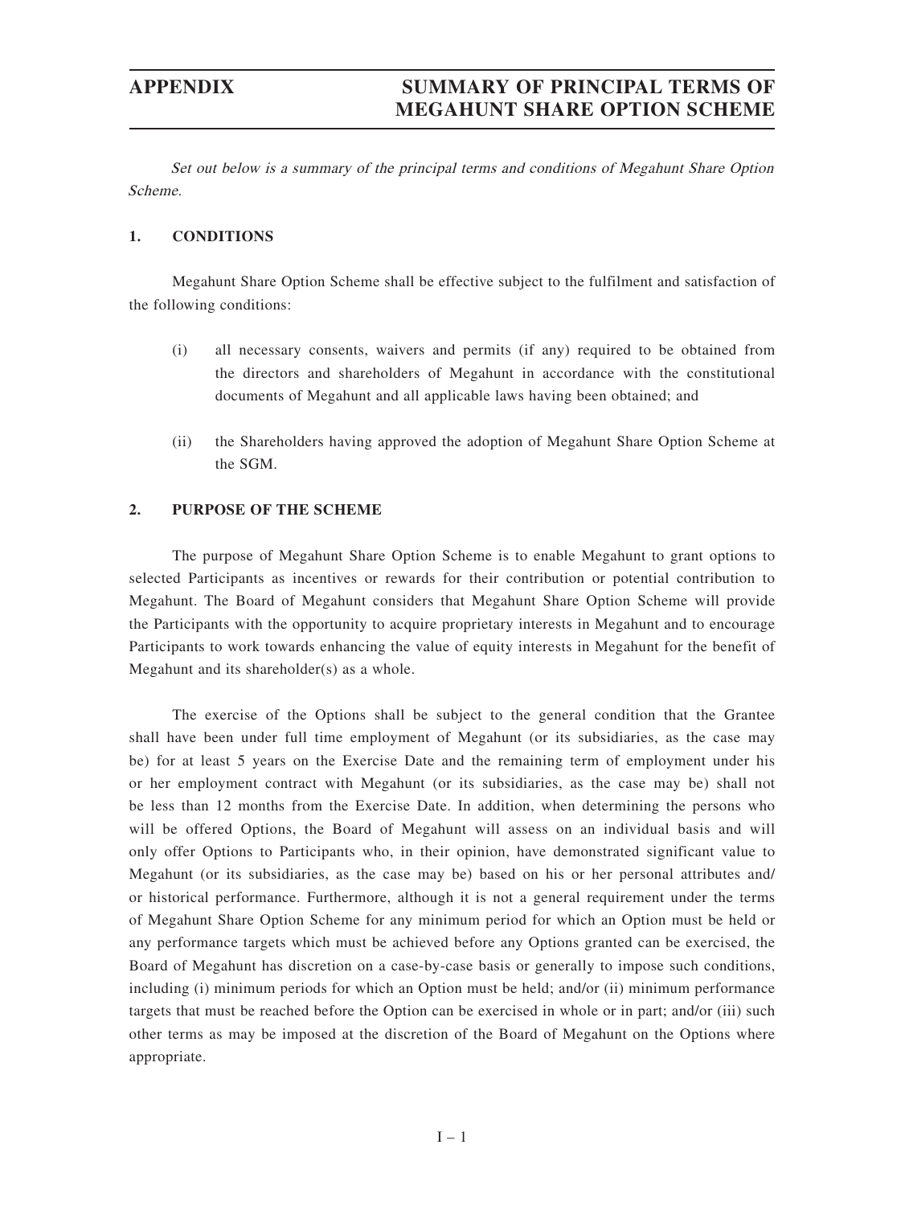# APPENDIX SUMMARY OF PRINCIPAL TERMS OF MEGAHUNT SHARE OPTION SCHEME

*Set out below is a summary of the principal terms and conditions of Megahunt Share Option Scheme.*

## 1. CONDITIONS

Megahunt Share Option Scheme shall be effective subject to the fulfilment and satisfaction of the following conditions:

(i) all necessary consents, waivers and permits (if any) required to be obtained from the directors and shareholders of Megahunt in accordance with the constitutional documents of Megahunt and all applicable laws having been obtained; and

(ii) the Shareholders having approved the adoption of Megahunt Share Option Scheme at the SGM.

## 2. PURPOSE OF THE SCHEME

The purpose of Megahunt Share Option Scheme is to enable Megahunt to grant options to selected Participants as incentives or rewards for their contribution or potential contribution to Megahunt. The Board of Megahunt considers that Megahunt Share Option Scheme will provide the Participants with the opportunity to acquire proprietary interests in Megahunt and to encourage Participants to work towards enhancing the value of equity interests in Megahunt for the benefit of Megahunt and its shareholder(s) as a whole.

The exercise of the Options shall be subject to the general condition that the Grantee shall have been under full time employment of Megahunt (or its subsidiaries, as the case may be) for at least 5 years on the Exercise Date and the remaining term of employment under his or her employment contract with Megahunt (or its subsidiaries, as the case may be) shall not be less than 12 months from the Exercise Date. In addition, when determining the persons who will be offered Options, the Board of Megahunt will assess on an individual basis and will only offer Options to Participants who, in their opinion, have demonstrated significant value to Megahunt (or its subsidiaries, as the case may be) based on his or her personal attributes and/or historical performance. Furthermore, although it is not a general requirement under the terms of Megahunt Share Option Scheme for any minimum period for which an Option must be held or any performance targets which must be achieved before any Options granted can be exercised, the Board of Megahunt has discretion on a case-by-case basis or generally to impose such conditions, including (i) minimum periods for which an Option must be held; and/or (ii) minimum performance targets that must be reached before the Option can be exercised in whole or in part; and/or (iii) such other terms as may be imposed at the discretion of the Board of Megahunt on the Options where appropriate.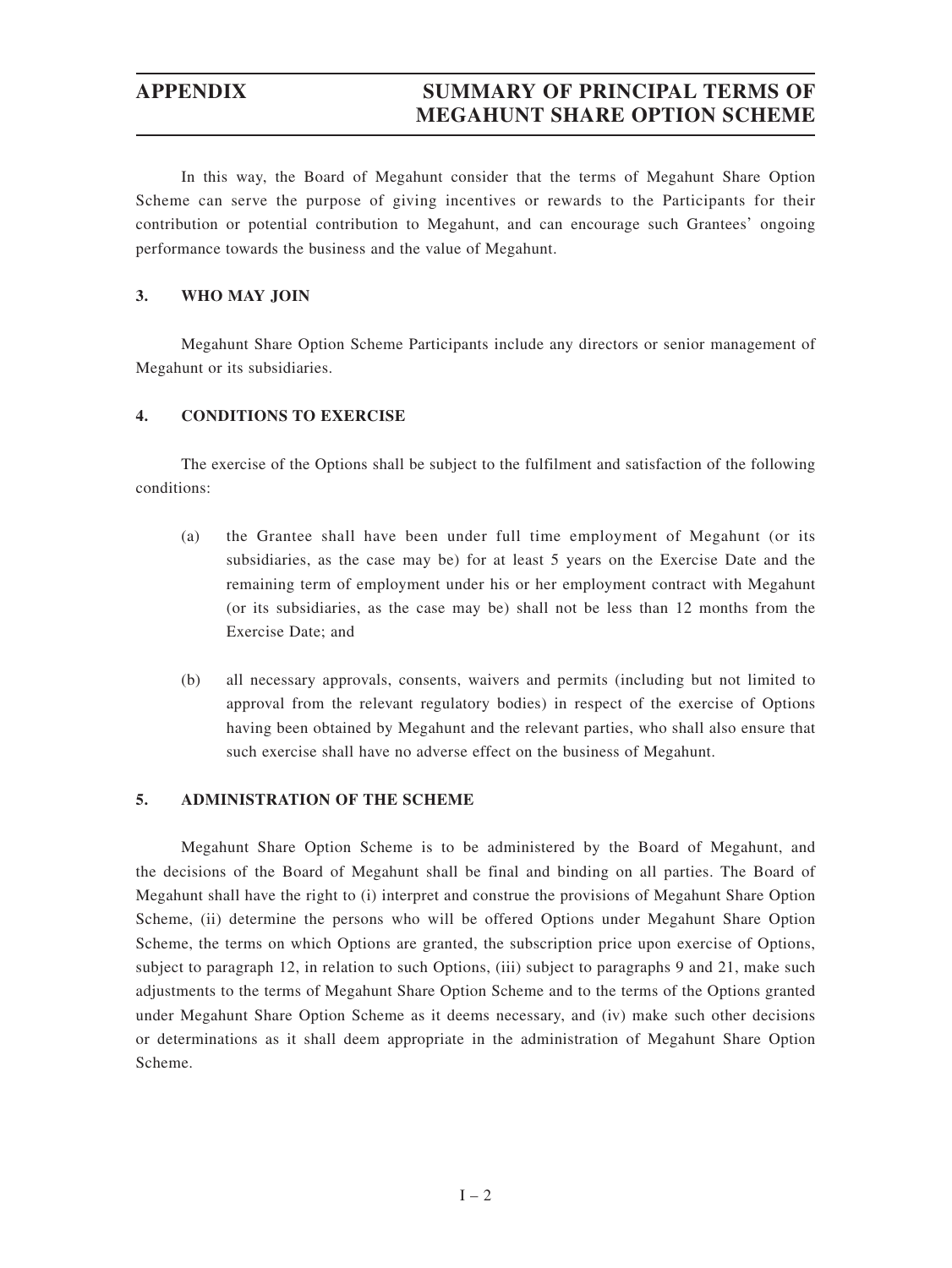In this way, the Board of Megahunt consider that the terms of Megahunt Share Option Scheme can serve the purpose of giving incentives or rewards to the Participants for their contribution or potential contribution to Megahunt, and can encourage such Grantees' ongoing performance towards the business and the value of Megahunt.

## 3. WHO MAY JOIN

Megahunt Share Option Scheme Participants include any directors or senior management of Megahunt or its subsidiaries.

## 4. CONDITIONS TO EXERCISE

The exercise of the Options shall be subject to the fulfilment and satisfaction of the following conditions:

(a) the Grantee shall have been under full time employment of Megahunt (or its subsidiaries, as the case may be) for at least 5 years on the Exercise Date and the remaining term of employment under his or her employment contract with Megahunt (or its subsidiaries, as the case may be) shall not be less than 12 months from the Exercise Date; and

(b) all necessary approvals, consents, waivers and permits (including but not limited to approval from the relevant regulatory bodies) in respect of the exercise of Options having been obtained by Megahunt and the relevant parties, who shall also ensure that such exercise shall have no adverse effect on the business of Megahunt.

## 5. ADMINISTRATION OF THE SCHEME

Megahunt Share Option Scheme is to be administered by the Board of Megahunt, and the decisions of the Board of Megahunt shall be final and binding on all parties. The Board of Megahunt shall have the right to (i) interpret and construe the provisions of Megahunt Share Option Scheme, (ii) determine the persons who will be offered Options under Megahunt Share Option Scheme, the terms on which Options are granted, the subscription price upon exercise of Options, subject to paragraph 12, in relation to such Options, (iii) subject to paragraphs 9 and 21, make such adjustments to the terms of Megahunt Share Option Scheme and to the terms of the Options granted under Megahunt Share Option Scheme as it deems necessary, and (iv) make such other decisions or determinations as it shall deem appropriate in the administration of Megahunt Share Option Scheme.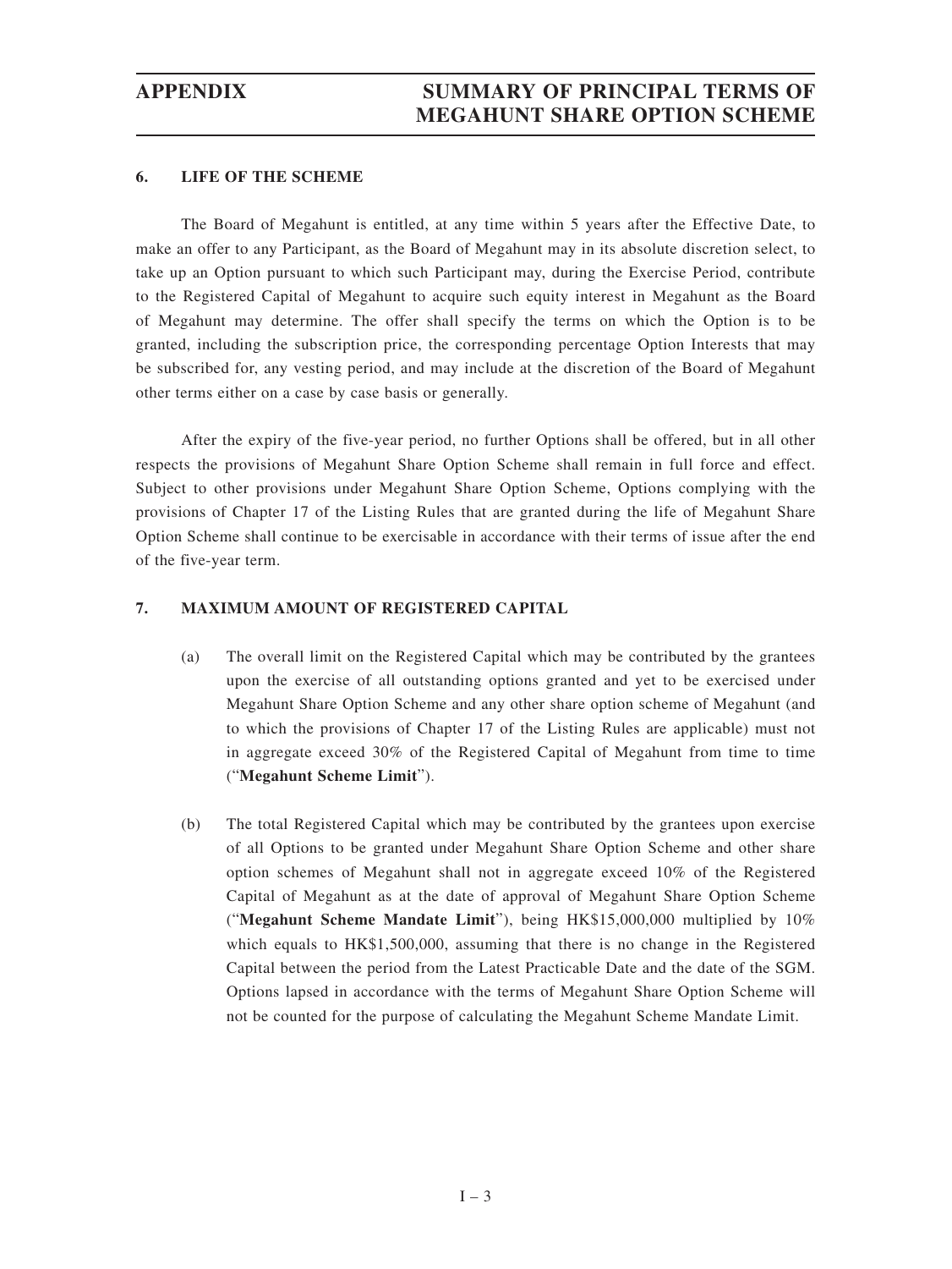### 6. LIFE OF THE SCHEME

The Board of Megahunt is entitled, at any time within 5 years after the Effective Date, to make an offer to any Participant, as the Board of Megahunt may in its absolute discretion select, to take up an Option pursuant to which such Participant may, during the Exercise Period, contribute to the Registered Capital of Megahunt to acquire such equity interest in Megahunt as the Board of Megahunt may determine. The offer shall specify the terms on which the Option is to be granted, including the subscription price, the corresponding percentage Option Interests that may be subscribed for, any vesting period, and may include at the discretion of the Board of Megahunt other terms either on a case by case basis or generally.

After the expiry of the five-year period, no further Options shall be offered, but in all other respects the provisions of Megahunt Share Option Scheme shall remain in full force and effect. Subject to other provisions under Megahunt Share Option Scheme, Options complying with the provisions of Chapter 17 of the Listing Rules that are granted during the life of Megahunt Share Option Scheme shall continue to be exercisable in accordance with their terms of issue after the end of the five-year term.

### 7. MAXIMUM AMOUNT OF REGISTERED CAPITAL

(a) The overall limit on the Registered Capital which may be contributed by the grantees upon the exercise of all outstanding options granted and yet to be exercised under Megahunt Share Option Scheme and any other share option scheme of Megahunt (and to which the provisions of Chapter 17 of the Listing Rules are applicable) must not in aggregate exceed 30% of the Registered Capital of Megahunt from time to time ("**Megahunt Scheme Limit**").

(b) The total Registered Capital which may be contributed by the grantees upon exercise of all Options to be granted under Megahunt Share Option Scheme and other share option schemes of Megahunt shall not in aggregate exceed 10% of the Registered Capital of Megahunt as at the date of approval of Megahunt Share Option Scheme ("**Megahunt Scheme Mandate Limit**"), being HK$15,000,000 multiplied by 10% which equals to HK$1,500,000, assuming that there is no change in the Registered Capital between the period from the Latest Practicable Date and the date of the SGM. Options lapsed in accordance with the terms of Megahunt Share Option Scheme will not be counted for the purpose of calculating the Megahunt Scheme Mandate Limit.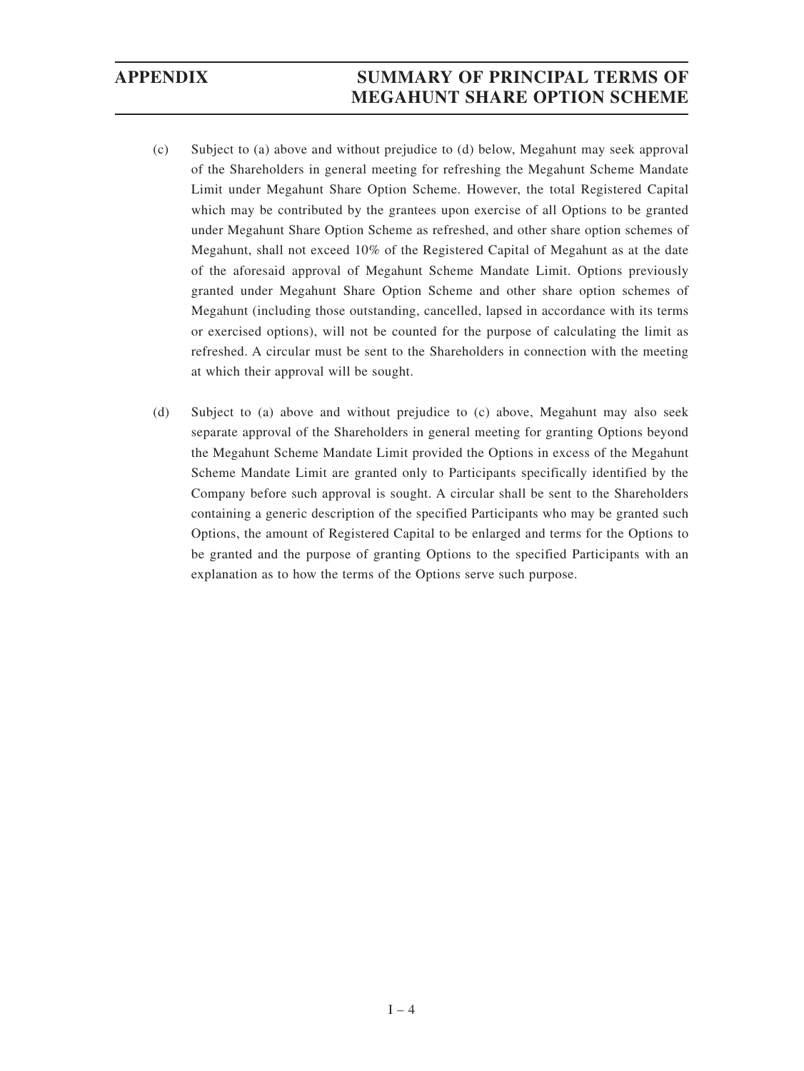(c) Subject to (a) above and without prejudice to (d) below, Megahunt may seek approval of the Shareholders in general meeting for refreshing the Megahunt Scheme Mandate Limit under Megahunt Share Option Scheme. However, the total Registered Capital which may be contributed by the grantees upon exercise of all Options to be granted under Megahunt Share Option Scheme as refreshed, and other share option schemes of Megahunt, shall not exceed 10% of the Registered Capital of Megahunt as at the date of the aforesaid approval of Megahunt Scheme Mandate Limit. Options previously granted under Megahunt Share Option Scheme and other share option schemes of Megahunt (including those outstanding, cancelled, lapsed in accordance with its terms or exercised options), will not be counted for the purpose of calculating the limit as refreshed. A circular must be sent to the Shareholders in connection with the meeting at which their approval will be sought.

(d) Subject to (a) above and without prejudice to (c) above, Megahunt may also seek separate approval of the Shareholders in general meeting for granting Options beyond the Megahunt Scheme Mandate Limit provided the Options in excess of the Megahunt Scheme Mandate Limit are granted only to Participants specifically identified by the Company before such approval is sought. A circular shall be sent to the Shareholders containing a generic description of the specified Participants who may be granted such Options, the amount of Registered Capital to be enlarged and terms for the Options to be granted and the purpose of granting Options to the specified Participants with an explanation as to how the terms of the Options serve such purpose.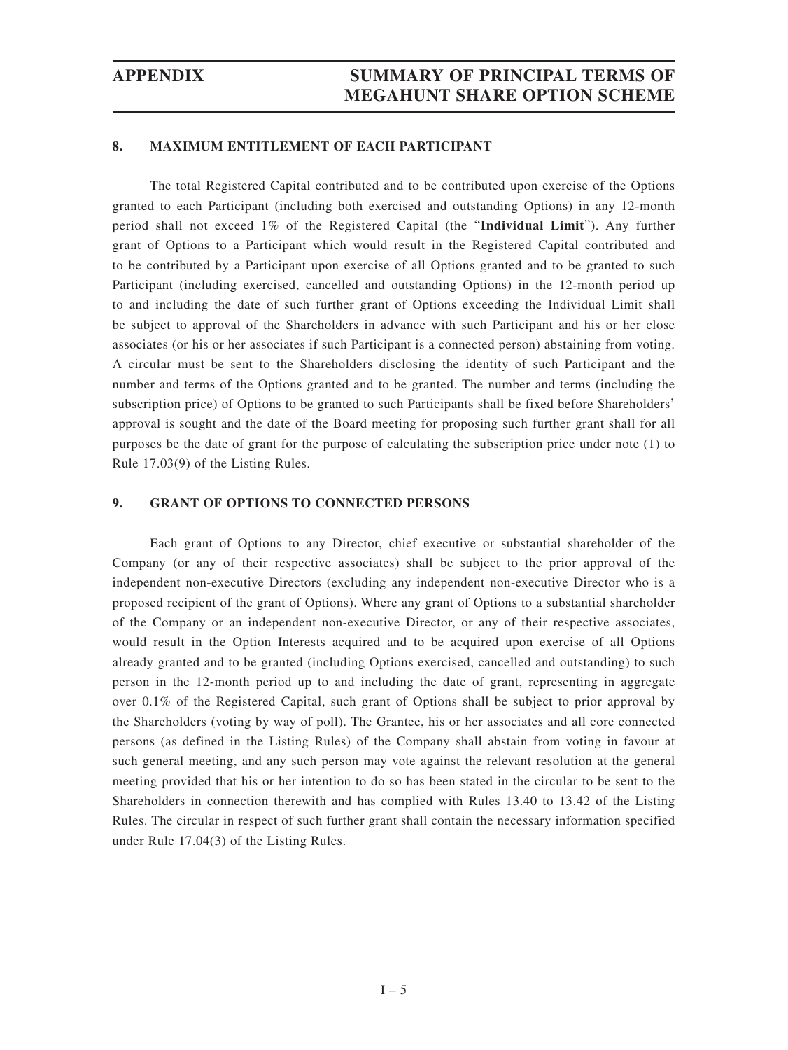## 8. MAXIMUM ENTITLEMENT OF EACH PARTICIPANT

The total Registered Capital contributed and to be contributed upon exercise of the Options granted to each Participant (including both exercised and outstanding Options) in any 12-month period shall not exceed 1% of the Registered Capital (the "**Individual Limit**"). Any further grant of Options to a Participant which would result in the Registered Capital contributed and to be contributed by a Participant upon exercise of all Options granted and to be granted to such Participant (including exercised, cancelled and outstanding Options) in the 12-month period up to and including the date of such further grant of Options exceeding the Individual Limit shall be subject to approval of the Shareholders in advance with such Participant and his or her close associates (or his or her associates if such Participant is a connected person) abstaining from voting. A circular must be sent to the Shareholders disclosing the identity of such Participant and the number and terms of the Options granted and to be granted. The number and terms (including the subscription price) of Options to be granted to such Participants shall be fixed before Shareholders' approval is sought and the date of the Board meeting for proposing such further grant shall for all purposes be the date of grant for the purpose of calculating the subscription price under note (1) to Rule 17.03(9) of the Listing Rules.

## 9. GRANT OF OPTIONS TO CONNECTED PERSONS

Each grant of Options to any Director, chief executive or substantial shareholder of the Company (or any of their respective associates) shall be subject to the prior approval of the independent non-executive Directors (excluding any independent non-executive Director who is a proposed recipient of the grant of Options). Where any grant of Options to a substantial shareholder of the Company or an independent non-executive Director, or any of their respective associates, would result in the Option Interests acquired and to be acquired upon exercise of all Options already granted and to be granted (including Options exercised, cancelled and outstanding) to such person in the 12-month period up to and including the date of grant, representing in aggregate over 0.1% of the Registered Capital, such grant of Options shall be subject to prior approval by the Shareholders (voting by way of poll). The Grantee, his or her associates and all core connected persons (as defined in the Listing Rules) of the Company shall abstain from voting in favour at such general meeting, and any such person may vote against the relevant resolution at the general meeting provided that his or her intention to do so has been stated in the circular to be sent to the Shareholders in connection therewith and has complied with Rules 13.40 to 13.42 of the Listing Rules. The circular in respect of such further grant shall contain the necessary information specified under Rule 17.04(3) of the Listing Rules.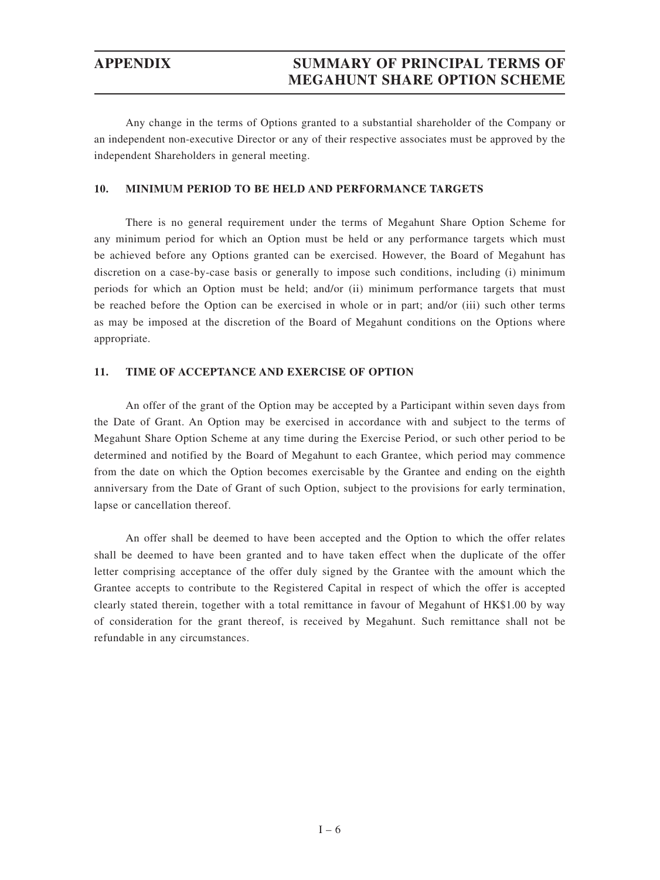Any change in the terms of Options granted to a substantial shareholder of the Company or an independent non-executive Director or any of their respective associates must be approved by the independent Shareholders in general meeting.

## 10. MINIMUM PERIOD TO BE HELD AND PERFORMANCE TARGETS

There is no general requirement under the terms of Megahunt Share Option Scheme for any minimum period for which an Option must be held or any performance targets which must be achieved before any Options granted can be exercised. However, the Board of Megahunt has discretion on a case-by-case basis or generally to impose such conditions, including (i) minimum periods for which an Option must be held; and/or (ii) minimum performance targets that must be reached before the Option can be exercised in whole or in part; and/or (iii) such other terms as may be imposed at the discretion of the Board of Megahunt conditions on the Options where appropriate.

## 11. TIME OF ACCEPTANCE AND EXERCISE OF OPTION

An offer of the grant of the Option may be accepted by a Participant within seven days from the Date of Grant. An Option may be exercised in accordance with and subject to the terms of Megahunt Share Option Scheme at any time during the Exercise Period, or such other period to be determined and notified by the Board of Megahunt to each Grantee, which period may commence from the date on which the Option becomes exercisable by the Grantee and ending on the eighth anniversary from the Date of Grant of such Option, subject to the provisions for early termination, lapse or cancellation thereof.

An offer shall be deemed to have been accepted and the Option to which the offer relates shall be deemed to have been granted and to have taken effect when the duplicate of the offer letter comprising acceptance of the offer duly signed by the Grantee with the amount which the Grantee accepts to contribute to the Registered Capital in respect of which the offer is accepted clearly stated therein, together with a total remittance in favour of Megahunt of HK$1.00 by way of consideration for the grant thereof, is received by Megahunt. Such remittance shall not be refundable in any circumstances.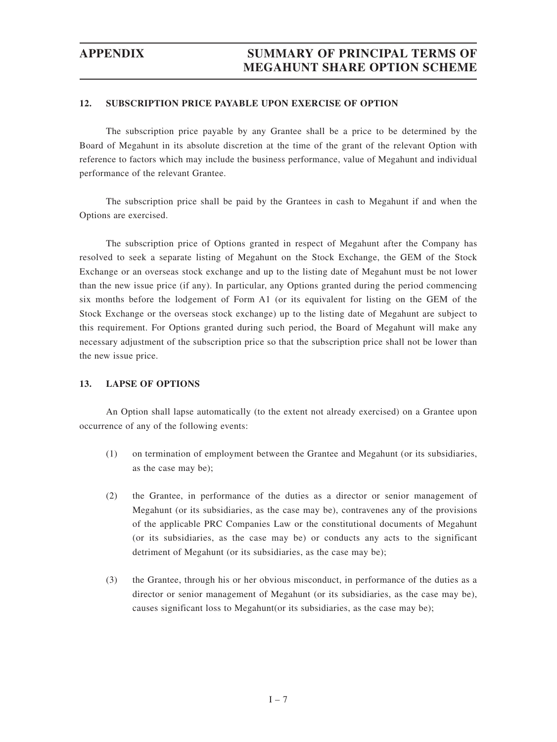### 12. SUBSCRIPTION PRICE PAYABLE UPON EXERCISE OF OPTION

The subscription price payable by any Grantee shall be a price to be determined by the Board of Megahunt in its absolute discretion at the time of the grant of the relevant Option with reference to factors which may include the business performance, value of Megahunt and individual performance of the relevant Grantee.

The subscription price shall be paid by the Grantees in cash to Megahunt if and when the Options are exercised.

The subscription price of Options granted in respect of Megahunt after the Company has resolved to seek a separate listing of Megahunt on the Stock Exchange, the GEM of the Stock Exchange or an overseas stock exchange and up to the listing date of Megahunt must be not lower than the new issue price (if any). In particular, any Options granted during the period commencing six months before the lodgement of Form A1 (or its equivalent for listing on the GEM of the Stock Exchange or the overseas stock exchange) up to the listing date of Megahunt are subject to this requirement. For Options granted during such period, the Board of Megahunt will make any necessary adjustment of the subscription price so that the subscription price shall not be lower than the new issue price.

### 13. LAPSE OF OPTIONS

An Option shall lapse automatically (to the extent not already exercised) on a Grantee upon occurrence of any of the following events:

(1) on termination of employment between the Grantee and Megahunt (or its subsidiaries, as the case may be);

(2) the Grantee, in performance of the duties as a director or senior management of Megahunt (or its subsidiaries, as the case may be), contravenes any of the provisions of the applicable PRC Companies Law or the constitutional documents of Megahunt (or its subsidiaries, as the case may be) or conducts any acts to the significant detriment of Megahunt (or its subsidiaries, as the case may be);

(3) the Grantee, through his or her obvious misconduct, in performance of the duties as a director or senior management of Megahunt (or its subsidiaries, as the case may be), causes significant loss to Megahunt(or its subsidiaries, as the case may be);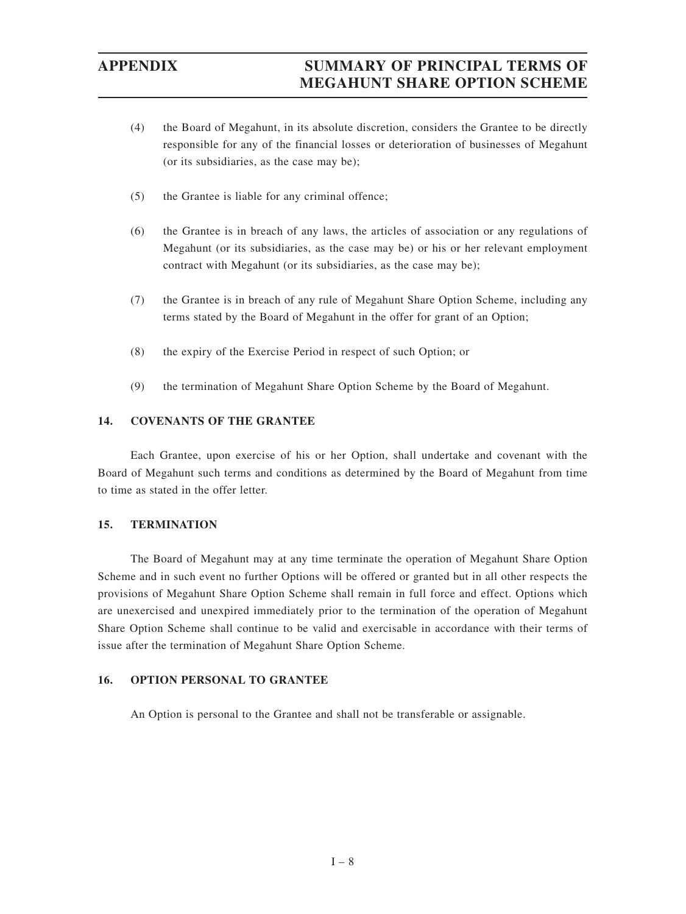(4) the Board of Megahunt, in its absolute discretion, considers the Grantee to be directly responsible for any of the financial losses or deterioration of businesses of Megahunt (or its subsidiaries, as the case may be);

(5) the Grantee is liable for any criminal offence;

(6) the Grantee is in breach of any laws, the articles of association or any regulations of Megahunt (or its subsidiaries, as the case may be) or his or her relevant employment contract with Megahunt (or its subsidiaries, as the case may be);

(7) the Grantee is in breach of any rule of Megahunt Share Option Scheme, including any terms stated by the Board of Megahunt in the offer for grant of an Option;

(8) the expiry of the Exercise Period in respect of such Option; or

(9) the termination of Megahunt Share Option Scheme by the Board of Megahunt.

## 14. COVENANTS OF THE GRANTEE

Each Grantee, upon exercise of his or her Option, shall undertake and covenant with the Board of Megahunt such terms and conditions as determined by the Board of Megahunt from time to time as stated in the offer letter.

## 15. TERMINATION

The Board of Megahunt may at any time terminate the operation of Megahunt Share Option Scheme and in such event no further Options will be offered or granted but in all other respects the provisions of Megahunt Share Option Scheme shall remain in full force and effect. Options which are unexercised and unexpired immediately prior to the termination of the operation of Megahunt Share Option Scheme shall continue to be valid and exercisable in accordance with their terms of issue after the termination of Megahunt Share Option Scheme.

## 16. OPTION PERSONAL TO GRANTEE

An Option is personal to the Grantee and shall not be transferable or assignable.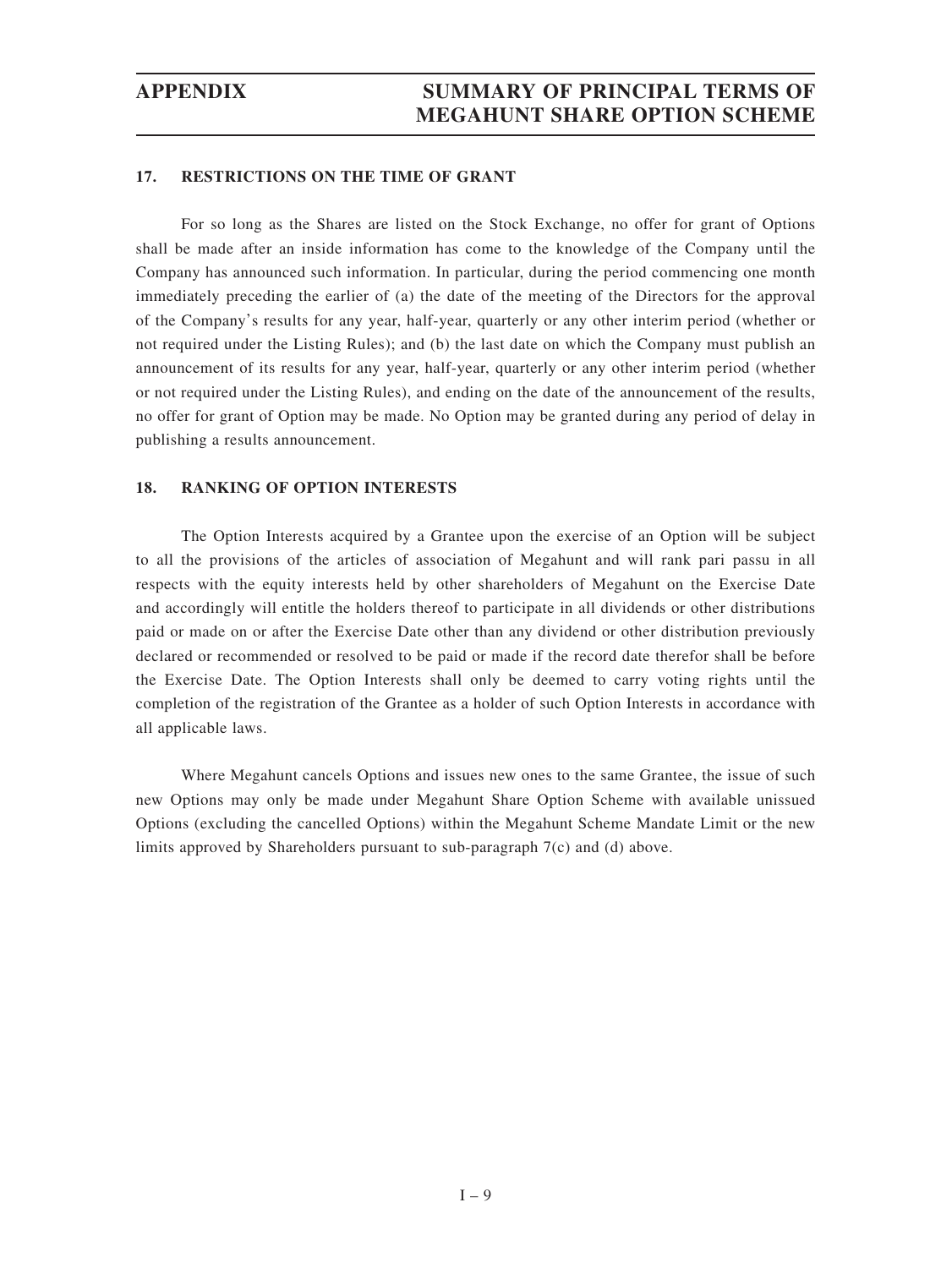## 17. RESTRICTIONS ON THE TIME OF GRANT

For so long as the Shares are listed on the Stock Exchange, no offer for grant of Options shall be made after an inside information has come to the knowledge of the Company until the Company has announced such information. In particular, during the period commencing one month immediately preceding the earlier of (a) the date of the meeting of the Directors for the approval of the Company's results for any year, half-year, quarterly or any other interim period (whether or not required under the Listing Rules); and (b) the last date on which the Company must publish an announcement of its results for any year, half-year, quarterly or any other interim period (whether or not required under the Listing Rules), and ending on the date of the announcement of the results, no offer for grant of Option may be made. No Option may be granted during any period of delay in publishing a results announcement.

## 18. RANKING OF OPTION INTERESTS

The Option Interests acquired by a Grantee upon the exercise of an Option will be subject to all the provisions of the articles of association of Megahunt and will rank pari passu in all respects with the equity interests held by other shareholders of Megahunt on the Exercise Date and accordingly will entitle the holders thereof to participate in all dividends or other distributions paid or made on or after the Exercise Date other than any dividend or other distribution previously declared or recommended or resolved to be paid or made if the record date therefor shall be before the Exercise Date. The Option Interests shall only be deemed to carry voting rights until the completion of the registration of the Grantee as a holder of such Option Interests in accordance with all applicable laws.

Where Megahunt cancels Options and issues new ones to the same Grantee, the issue of such new Options may only be made under Megahunt Share Option Scheme with available unissued Options (excluding the cancelled Options) within the Megahunt Scheme Mandate Limit or the new limits approved by Shareholders pursuant to sub-paragraph 7(c) and (d) above.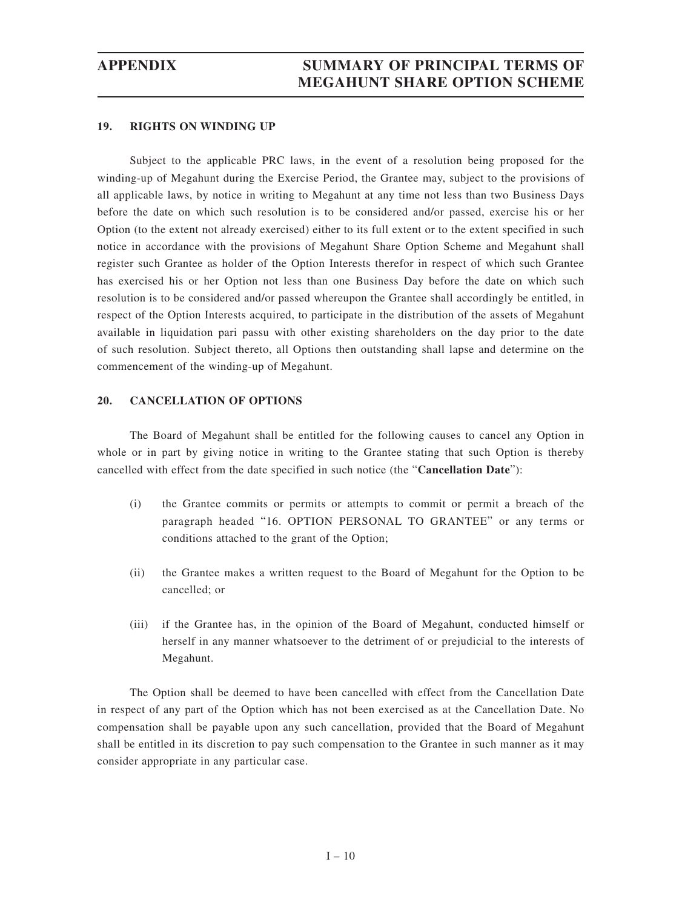## 19. RIGHTS ON WINDING UP

Subject to the applicable PRC laws, in the event of a resolution being proposed for the winding-up of Megahunt during the Exercise Period, the Grantee may, subject to the provisions of all applicable laws, by notice in writing to Megahunt at any time not less than two Business Days before the date on which such resolution is to be considered and/or passed, exercise his or her Option (to the extent not already exercised) either to its full extent or to the extent specified in such notice in accordance with the provisions of Megahunt Share Option Scheme and Megahunt shall register such Grantee as holder of the Option Interests therefor in respect of which such Grantee has exercised his or her Option not less than one Business Day before the date on which such resolution is to be considered and/or passed whereupon the Grantee shall accordingly be entitled, in respect of the Option Interests acquired, to participate in the distribution of the assets of Megahunt available in liquidation pari passu with other existing shareholders on the day prior to the date of such resolution. Subject thereto, all Options then outstanding shall lapse and determine on the commencement of the winding-up of Megahunt.

## 20. CANCELLATION OF OPTIONS

The Board of Megahunt shall be entitled for the following causes to cancel any Option in whole or in part by giving notice in writing to the Grantee stating that such Option is thereby cancelled with effect from the date specified in such notice (the "**Cancellation Date**"):

(i) the Grantee commits or permits or attempts to commit or permit a breach of the paragraph headed "16. OPTION PERSONAL TO GRANTEE" or any terms or conditions attached to the grant of the Option;

(ii) the Grantee makes a written request to the Board of Megahunt for the Option to be cancelled; or

(iii) if the Grantee has, in the opinion of the Board of Megahunt, conducted himself or herself in any manner whatsoever to the detriment of or prejudicial to the interests of Megahunt.

The Option shall be deemed to have been cancelled with effect from the Cancellation Date in respect of any part of the Option which has not been exercised as at the Cancellation Date. No compensation shall be payable upon any such cancellation, provided that the Board of Megahunt shall be entitled in its discretion to pay such compensation to the Grantee in such manner as it may consider appropriate in any particular case.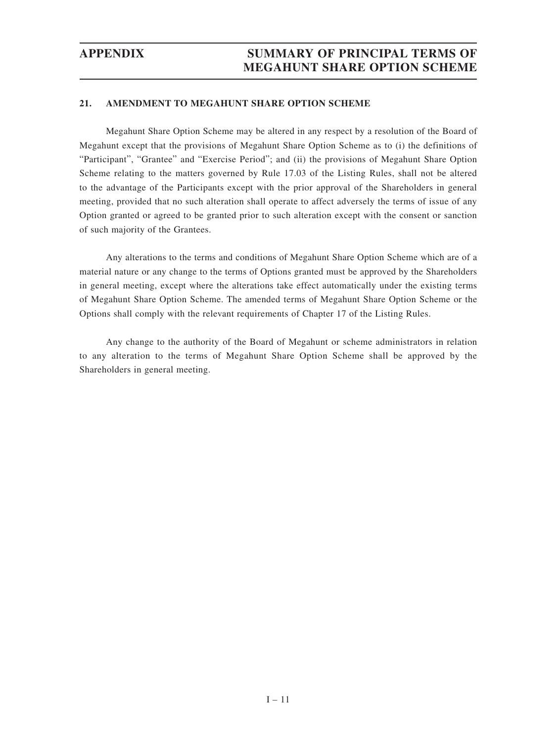## 21. AMENDMENT TO MEGAHUNT SHARE OPTION SCHEME

Megahunt Share Option Scheme may be altered in any respect by a resolution of the Board of Megahunt except that the provisions of Megahunt Share Option Scheme as to (i) the definitions of "Participant", "Grantee" and "Exercise Period"; and (ii) the provisions of Megahunt Share Option Scheme relating to the matters governed by Rule 17.03 of the Listing Rules, shall not be altered to the advantage of the Participants except with the prior approval of the Shareholders in general meeting, provided that no such alteration shall operate to affect adversely the terms of issue of any Option granted or agreed to be granted prior to such alteration except with the consent or sanction of such majority of the Grantees.

Any alterations to the terms and conditions of Megahunt Share Option Scheme which are of a material nature or any change to the terms of Options granted must be approved by the Shareholders in general meeting, except where the alterations take effect automatically under the existing terms of Megahunt Share Option Scheme. The amended terms of Megahunt Share Option Scheme or the Options shall comply with the relevant requirements of Chapter 17 of the Listing Rules.

Any change to the authority of the Board of Megahunt or scheme administrators in relation to any alteration to the terms of Megahunt Share Option Scheme shall be approved by the Shareholders in general meeting.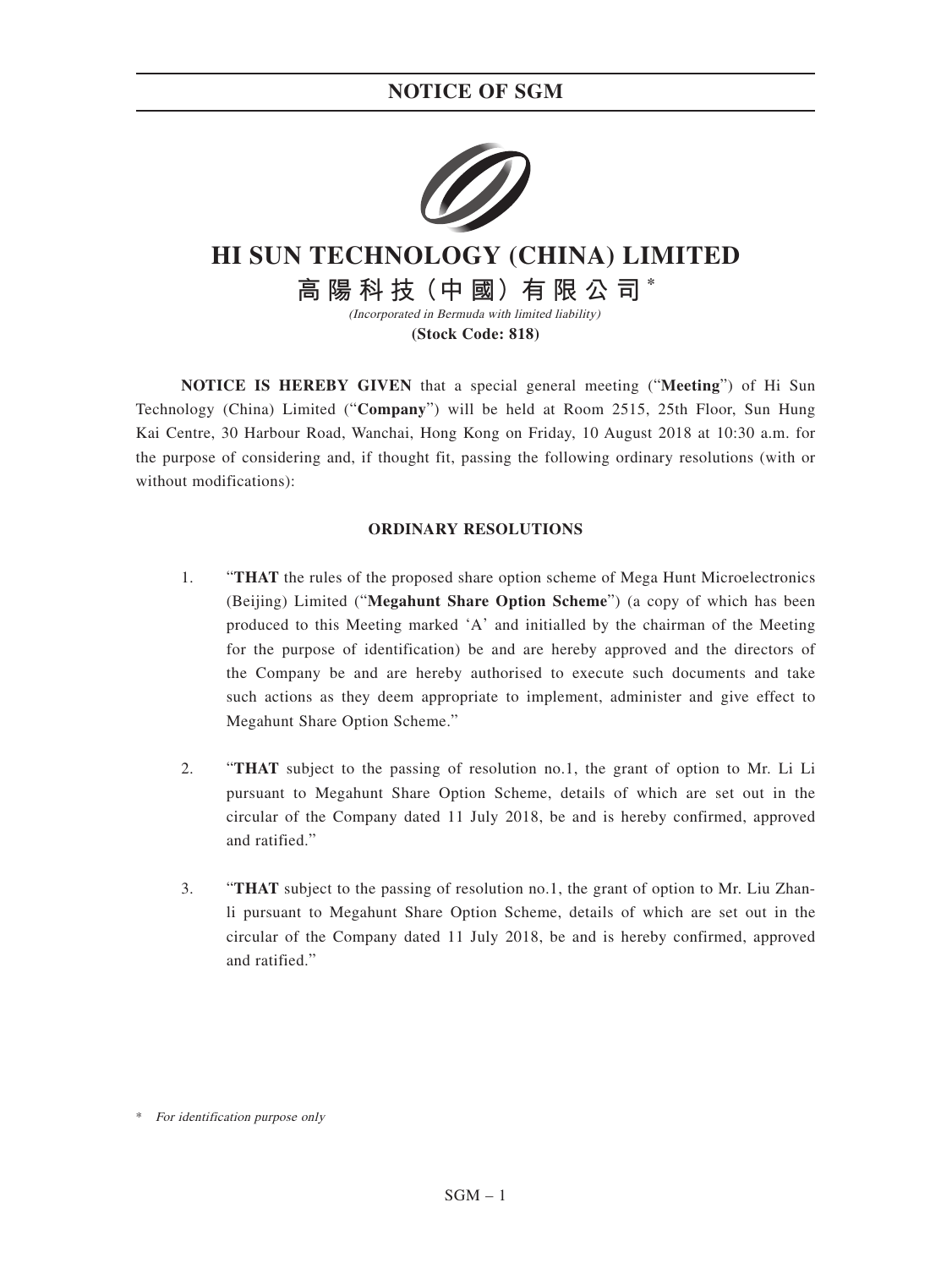# HI SUN TECHNOLOGY (CHINA) LIMITED

## 高陽科技（中國）有限公司*

*(Incorporated in Bermuda with limited liability)*

**(Stock Code: 818)**

**NOTICE IS HEREBY GIVEN** that a special general meeting ("**Meeting**") of Hi Sun Technology (China) Limited ("**Company**") will be held at Room 2515, 25th Floor, Sun Hung Kai Centre, 30 Harbour Road, Wanchai, Hong Kong on Friday, 10 August 2018 at 10:30 a.m. for the purpose of considering and, if thought fit, passing the following ordinary resolutions (with or without modifications):

### ORDINARY RESOLUTIONS

1. "**THAT** the rules of the proposed share option scheme of Mega Hunt Microelectronics (Beijing) Limited ("**Megahunt Share Option Scheme**") (a copy of which has been produced to this Meeting marked 'A' and initialled by the chairman of the Meeting for the purpose of identification) be and are hereby approved and the directors of the Company be and are hereby authorised to execute such documents and take such actions as they deem appropriate to implement, administer and give effect to Megahunt Share Option Scheme."

2. "**THAT** subject to the passing of resolution no.1, the grant of option to Mr. Li Li pursuant to Megahunt Share Option Scheme, details of which are set out in the circular of the Company dated 11 July 2018, be and is hereby confirmed, approved and ratified."

3. "**THAT** subject to the passing of resolution no.1, the grant of option to Mr. Liu Zhanli pursuant to Megahunt Share Option Scheme, details of which are set out in the circular of the Company dated 11 July 2018, be and is hereby confirmed, approved and ratified."

\* *For identification purpose only*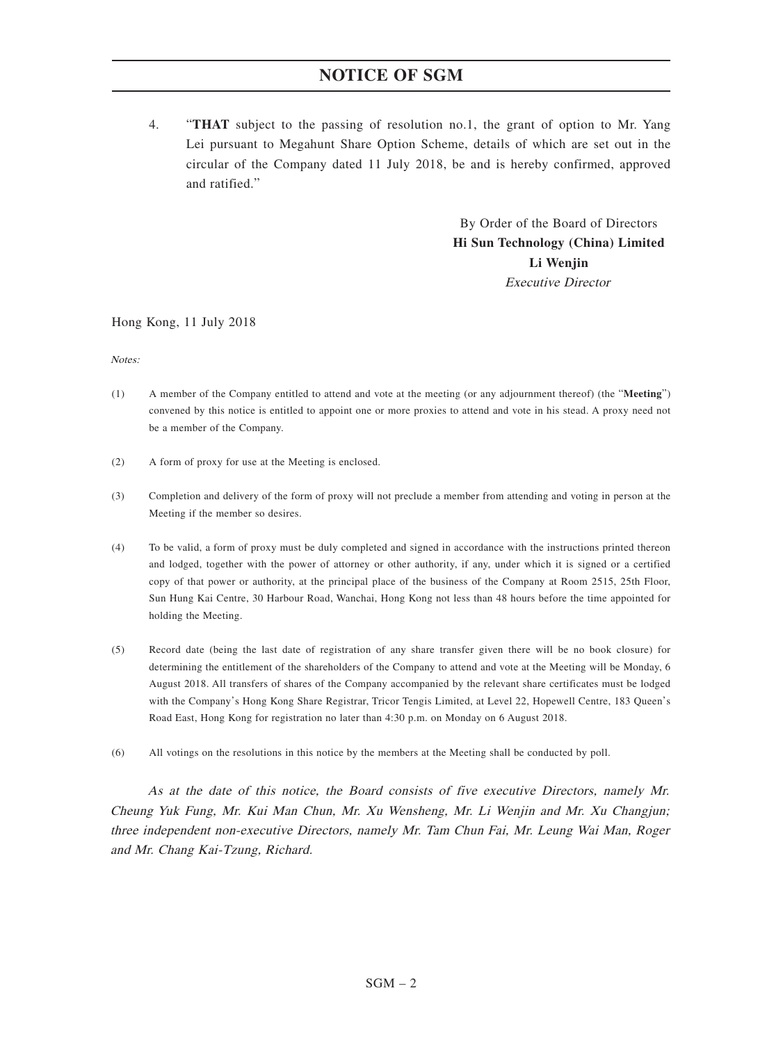4. "**THAT** subject to the passing of resolution no.1, the grant of option to Mr. Yang Lei pursuant to Megahunt Share Option Scheme, details of which are set out in the circular of the Company dated 11 July 2018, be and is hereby confirmed, approved and ratified."

By Order of the Board of Directors
**Hi Sun Technology (China) Limited**
**Li Wenjin**
*Executive Director*

Hong Kong, 11 July 2018

*Notes:*

(1) A member of the Company entitled to attend and vote at the meeting (or any adjournment thereof) (the "**Meeting**") convened by this notice is entitled to appoint one or more proxies to attend and vote in his stead. A proxy need not be a member of the Company.

(2) A form of proxy for use at the Meeting is enclosed.

(3) Completion and delivery of the form of proxy will not preclude a member from attending and voting in person at the Meeting if the member so desires.

(4) To be valid, a form of proxy must be duly completed and signed in accordance with the instructions printed thereon and lodged, together with the power of attorney or other authority, if any, under which it is signed or a certified copy of that power or authority, at the principal place of the business of the Company at Room 2515, 25th Floor, Sun Hung Kai Centre, 30 Harbour Road, Wanchai, Hong Kong not less than 48 hours before the time appointed for holding the Meeting.

(5) Record date (being the last date of registration of any share transfer given there will be no book closure) for determining the entitlement of the shareholders of the Company to attend and vote at the Meeting will be Monday, 6 August 2018. All transfers of shares of the Company accompanied by the relevant share certificates must be lodged with the Company's Hong Kong Share Registrar, Tricor Tengis Limited, at Level 22, Hopewell Centre, 183 Queen's Road East, Hong Kong for registration no later than 4:30 p.m. on Monday on 6 August 2018.

(6) All votings on the resolutions in this notice by the members at the Meeting shall be conducted by poll.

*As at the date of this notice, the Board consists of five executive Directors, namely Mr. Cheung Yuk Fung, Mr. Kui Man Chun, Mr. Xu Wensheng, Mr. Li Wenjin and Mr. Xu Changjun; three independent non-executive Directors, namely Mr. Tam Chun Fai, Mr. Leung Wai Man, Roger and Mr. Chang Kai-Tzung, Richard.*